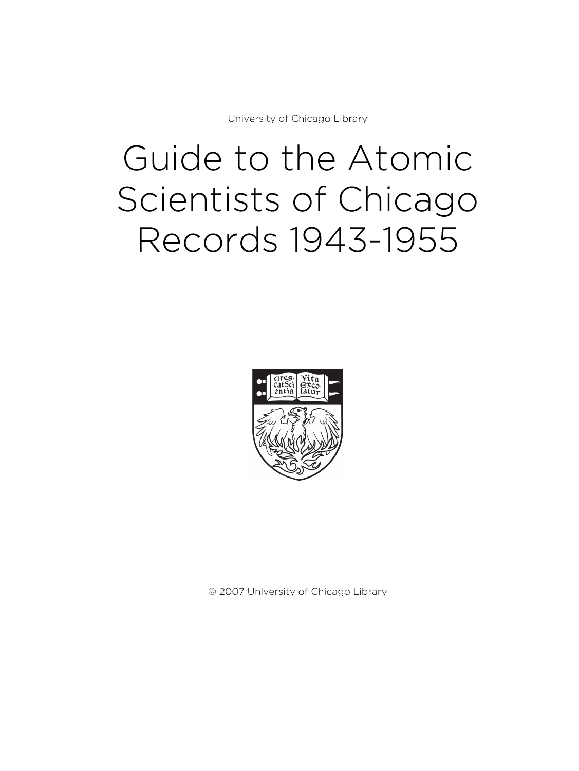University of Chicago Library

# Guide to the Atomic Scientists of Chicago Records 1943-1955

© 2007 University of Chicago Library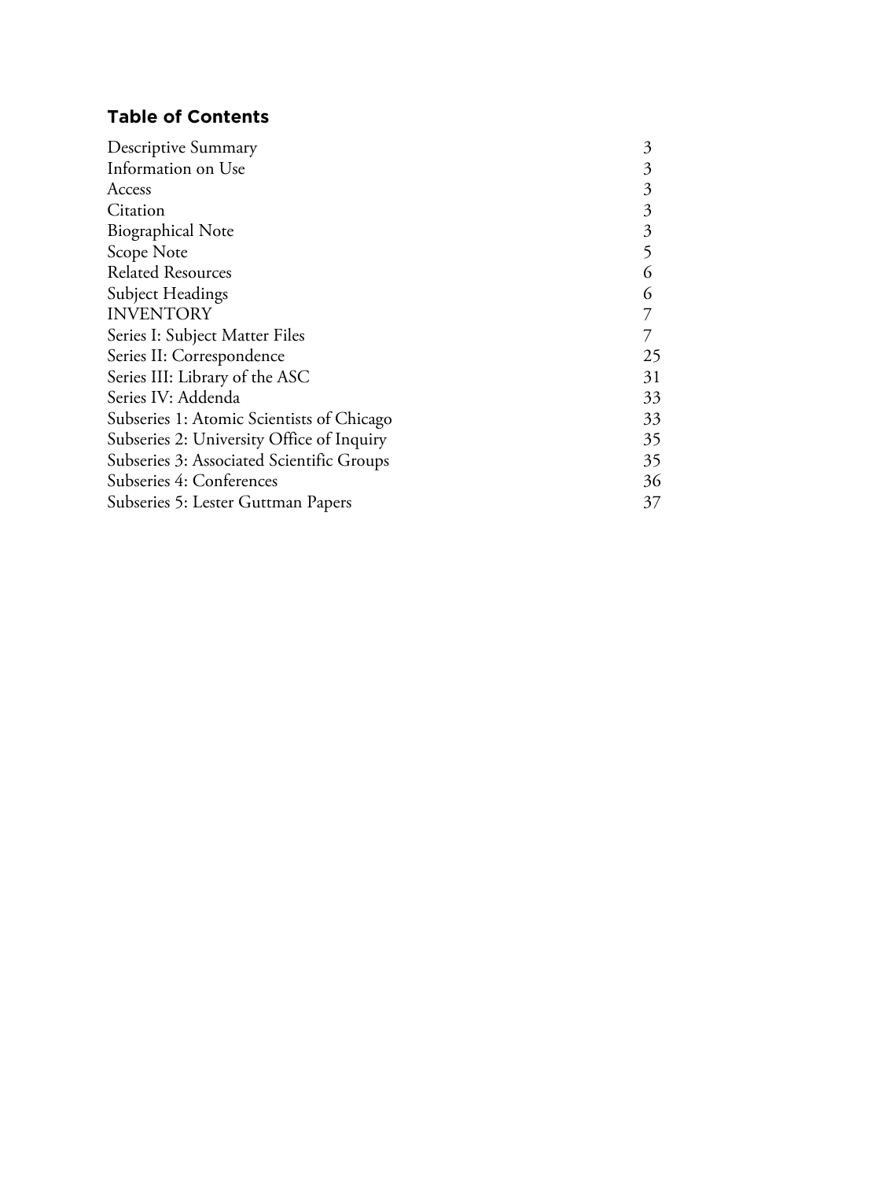## Table of Contents

| | |
|---|---|
| Descriptive Summary | 3 |
| Information on Use | 3 |
| Access | 3 |
| Citation | 3 |
| Biographical Note | 3 |
| Scope Note | 5 |
| Related Resources | 6 |
| Subject Headings | 6 |
| INVENTORY | 7 |
| Series I: Subject Matter Files | 7 |
| Series II: Correspondence | 25 |
| Series III: Library of the ASC | 31 |
| Series IV: Addenda | 33 |
| Subseries 1: Atomic Scientists of Chicago | 33 |
| Subseries 2: University Office of Inquiry | 35 |
| Subseries 3: Associated Scientific Groups | 35 |
| Subseries 4: Conferences | 36 |
| Subseries 5: Lester Guttman Papers | 37 |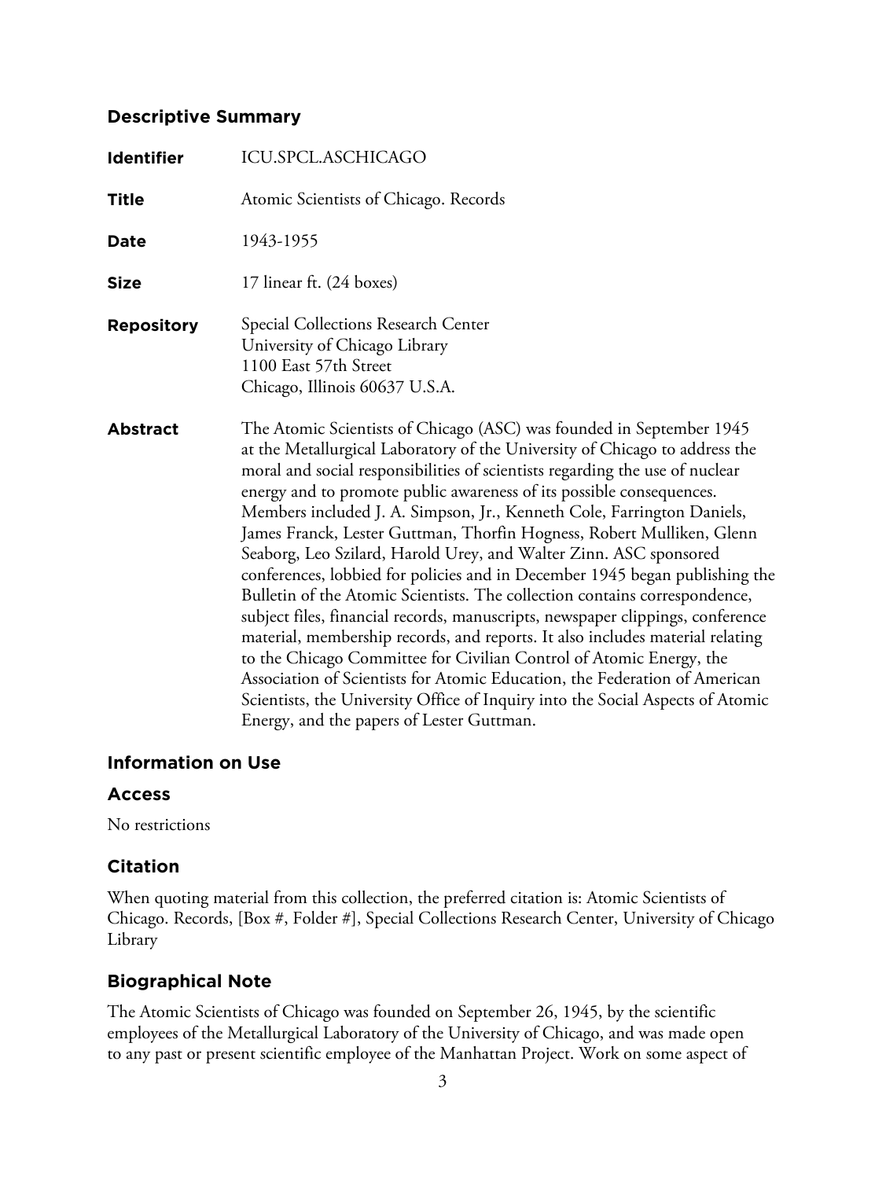## Descriptive Summary

| | |
|---|---|
| **Identifier** | ICU.SPCL.ASCHICAGO |
| **Title** | Atomic Scientists of Chicago. Records |
| **Date** | 1943-1955 |
| **Size** | 17 linear ft. (24 boxes) |
| **Repository** | Special Collections Research Center<br>University of Chicago Library<br>1100 East 57th Street<br>Chicago, Illinois 60637 U.S.A. |
| **Abstract** | The Atomic Scientists of Chicago (ASC) was founded in September 1945 at the Metallurgical Laboratory of the University of Chicago to address the moral and social responsibilities of scientists regarding the use of nuclear energy and to promote public awareness of its possible consequences. Members included J. A. Simpson, Jr., Kenneth Cole, Farrington Daniels, James Franck, Lester Guttman, Thorfin Hogness, Robert Mulliken, Glenn Seaborg, Leo Szilard, Harold Urey, and Walter Zinn. ASC sponsored conferences, lobbied for policies and in December 1945 began publishing the Bulletin of the Atomic Scientists. The collection contains correspondence, subject files, financial records, manuscripts, newspaper clippings, conference material, membership records, and reports. It also includes material relating to the Chicago Committee for Civilian Control of Atomic Energy, the Association of Scientists for Atomic Education, the Federation of American Scientists, the University Office of Inquiry into the Social Aspects of Atomic Energy, and the papers of Lester Guttman. |

## Information on Use

## Access

No restrictions

## Citation

When quoting material from this collection, the preferred citation is: Atomic Scientists of Chicago. Records, [Box #, Folder #], Special Collections Research Center, University of Chicago Library

## Biographical Note

The Atomic Scientists of Chicago was founded on September 26, 1945, by the scientific employees of the Metallurgical Laboratory of the University of Chicago, and was made open to any past or present scientific employee of the Manhattan Project. Work on some aspect of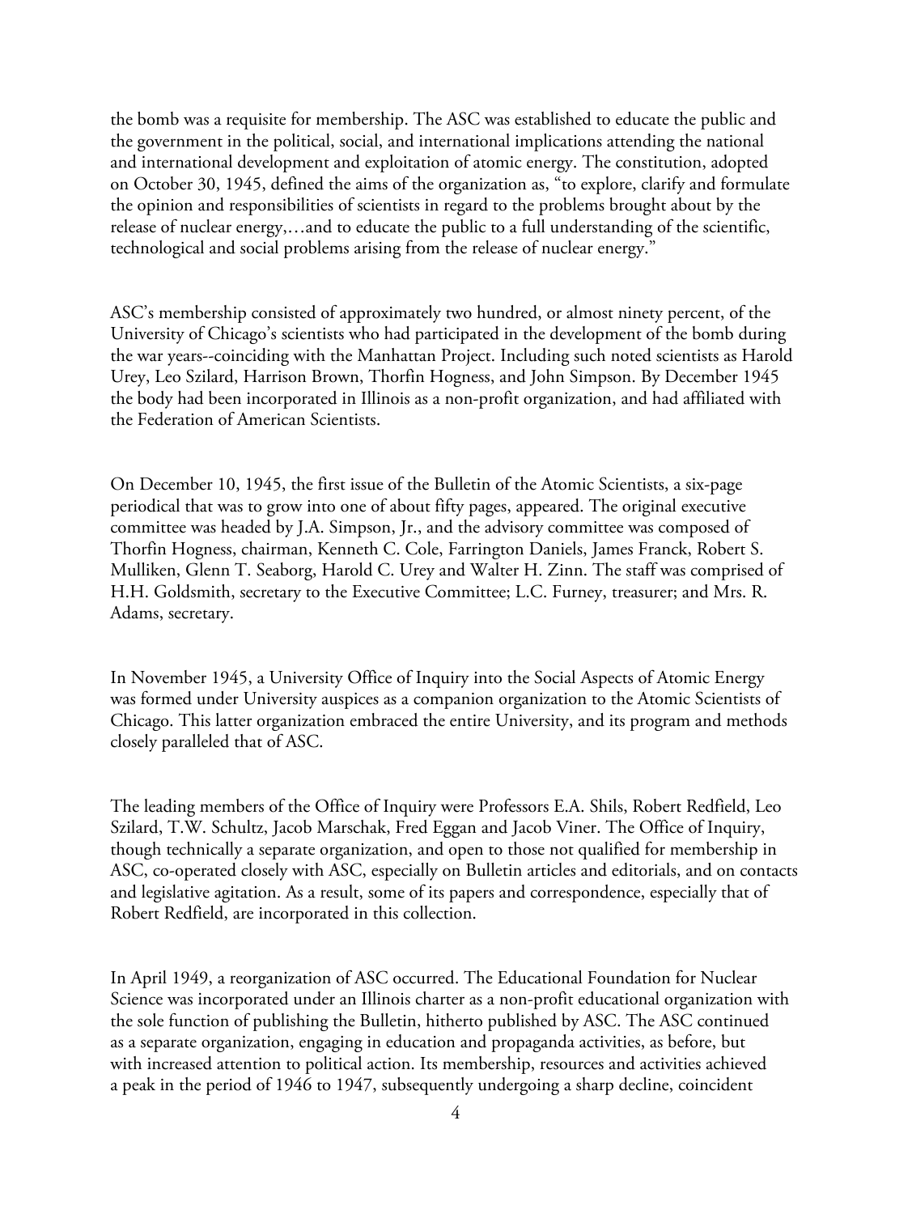the bomb was a requisite for membership. The ASC was established to educate the public and the government in the political, social, and international implications attending the national and international development and exploitation of atomic energy. The constitution, adopted on October 30, 1945, defined the aims of the organization as, "to explore, clarify and formulate the opinion and responsibilities of scientists in regard to the problems brought about by the release of nuclear energy,…and to educate the public to a full understanding of the scientific, technological and social problems arising from the release of nuclear energy."

ASC's membership consisted of approximately two hundred, or almost ninety percent, of the University of Chicago's scientists who had participated in the development of the bomb during the war years--coinciding with the Manhattan Project. Including such noted scientists as Harold Urey, Leo Szilard, Harrison Brown, Thorfin Hogness, and John Simpson. By December 1945 the body had been incorporated in Illinois as a non-profit organization, and had affiliated with the Federation of American Scientists.

On December 10, 1945, the first issue of the Bulletin of the Atomic Scientists, a six-page periodical that was to grow into one of about fifty pages, appeared. The original executive committee was headed by J.A. Simpson, Jr., and the advisory committee was composed of Thorfin Hogness, chairman, Kenneth C. Cole, Farrington Daniels, James Franck, Robert S. Mulliken, Glenn T. Seaborg, Harold C. Urey and Walter H. Zinn. The staff was comprised of H.H. Goldsmith, secretary to the Executive Committee; L.C. Furney, treasurer; and Mrs. R. Adams, secretary.

In November 1945, a University Office of Inquiry into the Social Aspects of Atomic Energy was formed under University auspices as a companion organization to the Atomic Scientists of Chicago. This latter organization embraced the entire University, and its program and methods closely paralleled that of ASC.

The leading members of the Office of Inquiry were Professors E.A. Shils, Robert Redfield, Leo Szilard, T.W. Schultz, Jacob Marschak, Fred Eggan and Jacob Viner. The Office of Inquiry, though technically a separate organization, and open to those not qualified for membership in ASC, co-operated closely with ASC, especially on Bulletin articles and editorials, and on contacts and legislative agitation. As a result, some of its papers and correspondence, especially that of Robert Redfield, are incorporated in this collection.

In April 1949, a reorganization of ASC occurred. The Educational Foundation for Nuclear Science was incorporated under an Illinois charter as a non-profit educational organization with the sole function of publishing the Bulletin, hitherto published by ASC. The ASC continued as a separate organization, engaging in education and propaganda activities, as before, but with increased attention to political action. Its membership, resources and activities achieved a peak in the period of 1946 to 1947, subsequently undergoing a sharp decline, coincident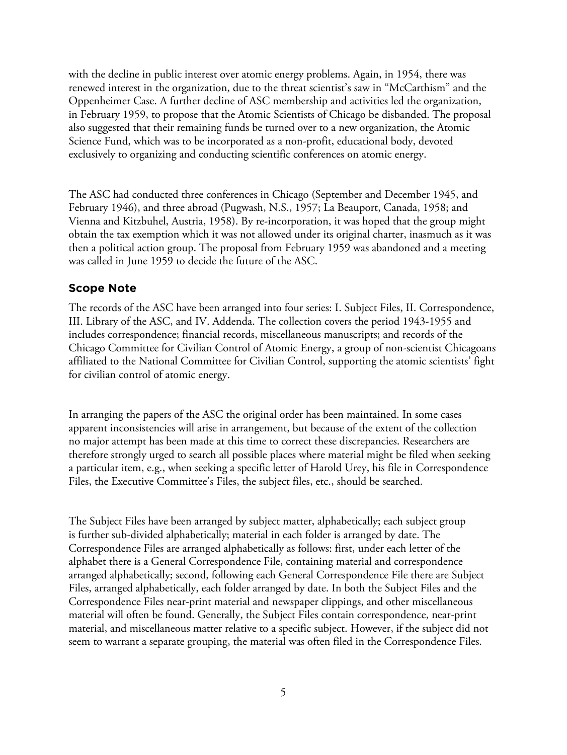with the decline in public interest over atomic energy problems. Again, in 1954, there was renewed interest in the organization, due to the threat scientist's saw in "McCarthism" and the Oppenheimer Case. A further decline of ASC membership and activities led the organization, in February 1959, to propose that the Atomic Scientists of Chicago be disbanded. The proposal also suggested that their remaining funds be turned over to a new organization, the Atomic Science Fund, which was to be incorporated as a non-profit, educational body, devoted exclusively to organizing and conducting scientific conferences on atomic energy.

The ASC had conducted three conferences in Chicago (September and December 1945, and February 1946), and three abroad (Pugwash, N.S., 1957; La Beauport, Canada, 1958; and Vienna and Kitzbuhel, Austria, 1958). By re-incorporation, it was hoped that the group might obtain the tax exemption which it was not allowed under its original charter, inasmuch as it was then a political action group. The proposal from February 1959 was abandoned and a meeting was called in June 1959 to decide the future of the ASC.

## Scope Note

The records of the ASC have been arranged into four series: I. Subject Files, II. Correspondence, III. Library of the ASC, and IV. Addenda. The collection covers the period 1943-1955 and includes correspondence; financial records, miscellaneous manuscripts; and records of the Chicago Committee for Civilian Control of Atomic Energy, a group of non-scientist Chicagoans affiliated to the National Committee for Civilian Control, supporting the atomic scientists' fight for civilian control of atomic energy.

In arranging the papers of the ASC the original order has been maintained. In some cases apparent inconsistencies will arise in arrangement, but because of the extent of the collection no major attempt has been made at this time to correct these discrepancies. Researchers are therefore strongly urged to search all possible places where material might be filed when seeking a particular item, e.g., when seeking a specific letter of Harold Urey, his file in Correspondence Files, the Executive Committee's Files, the subject files, etc., should be searched.

The Subject Files have been arranged by subject matter, alphabetically; each subject group is further sub-divided alphabetically; material in each folder is arranged by date. The Correspondence Files are arranged alphabetically as follows: first, under each letter of the alphabet there is a General Correspondence File, containing material and correspondence arranged alphabetically; second, following each General Correspondence File there are Subject Files, arranged alphabetically, each folder arranged by date. In both the Subject Files and the Correspondence Files near-print material and newspaper clippings, and other miscellaneous material will often be found. Generally, the Subject Files contain correspondence, near-print material, and miscellaneous matter relative to a specific subject. However, if the subject did not seem to warrant a separate grouping, the material was often filed in the Correspondence Files.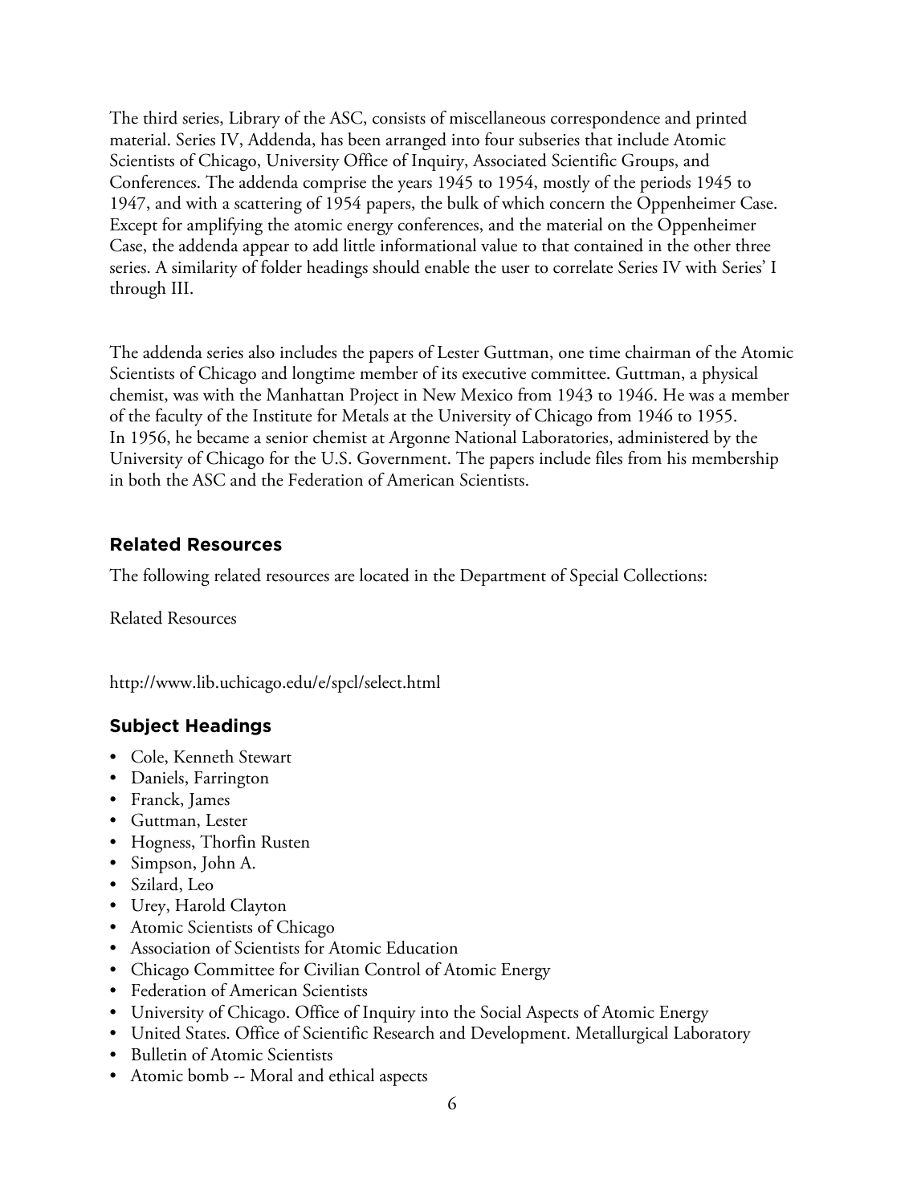The third series, Library of the ASC, consists of miscellaneous correspondence and printed material. Series IV, Addenda, has been arranged into four subseries that include Atomic Scientists of Chicago, University Office of Inquiry, Associated Scientific Groups, and Conferences. The addenda comprise the years 1945 to 1954, mostly of the periods 1945 to 1947, and with a scattering of 1954 papers, the bulk of which concern the Oppenheimer Case. Except for amplifying the atomic energy conferences, and the material on the Oppenheimer Case, the addenda appear to add little informational value to that contained in the other three series. A similarity of folder headings should enable the user to correlate Series IV with Series' I through III.

The addenda series also includes the papers of Lester Guttman, one time chairman of the Atomic Scientists of Chicago and longtime member of its executive committee. Guttman, a physical chemist, was with the Manhattan Project in New Mexico from 1943 to 1946. He was a member of the faculty of the Institute for Metals at the University of Chicago from 1946 to 1955. In 1956, he became a senior chemist at Argonne National Laboratories, administered by the University of Chicago for the U.S. Government. The papers include files from his membership in both the ASC and the Federation of American Scientists.

## Related Resources

The following related resources are located in the Department of Special Collections:

Related Resources

http://www.lib.uchicago.edu/e/spcl/select.html

## Subject Headings

- Cole, Kenneth Stewart
- Daniels, Farrington
- Franck, James
- Guttman, Lester
- Hogness, Thorfin Rusten
- Simpson, John A.
- Szilard, Leo
- Urey, Harold Clayton
- Atomic Scientists of Chicago
- Association of Scientists for Atomic Education
- Chicago Committee for Civilian Control of Atomic Energy
- Federation of American Scientists
- University of Chicago. Office of Inquiry into the Social Aspects of Atomic Energy
- United States. Office of Scientific Research and Development. Metallurgical Laboratory
- Bulletin of Atomic Scientists
- Atomic bomb -- Moral and ethical aspects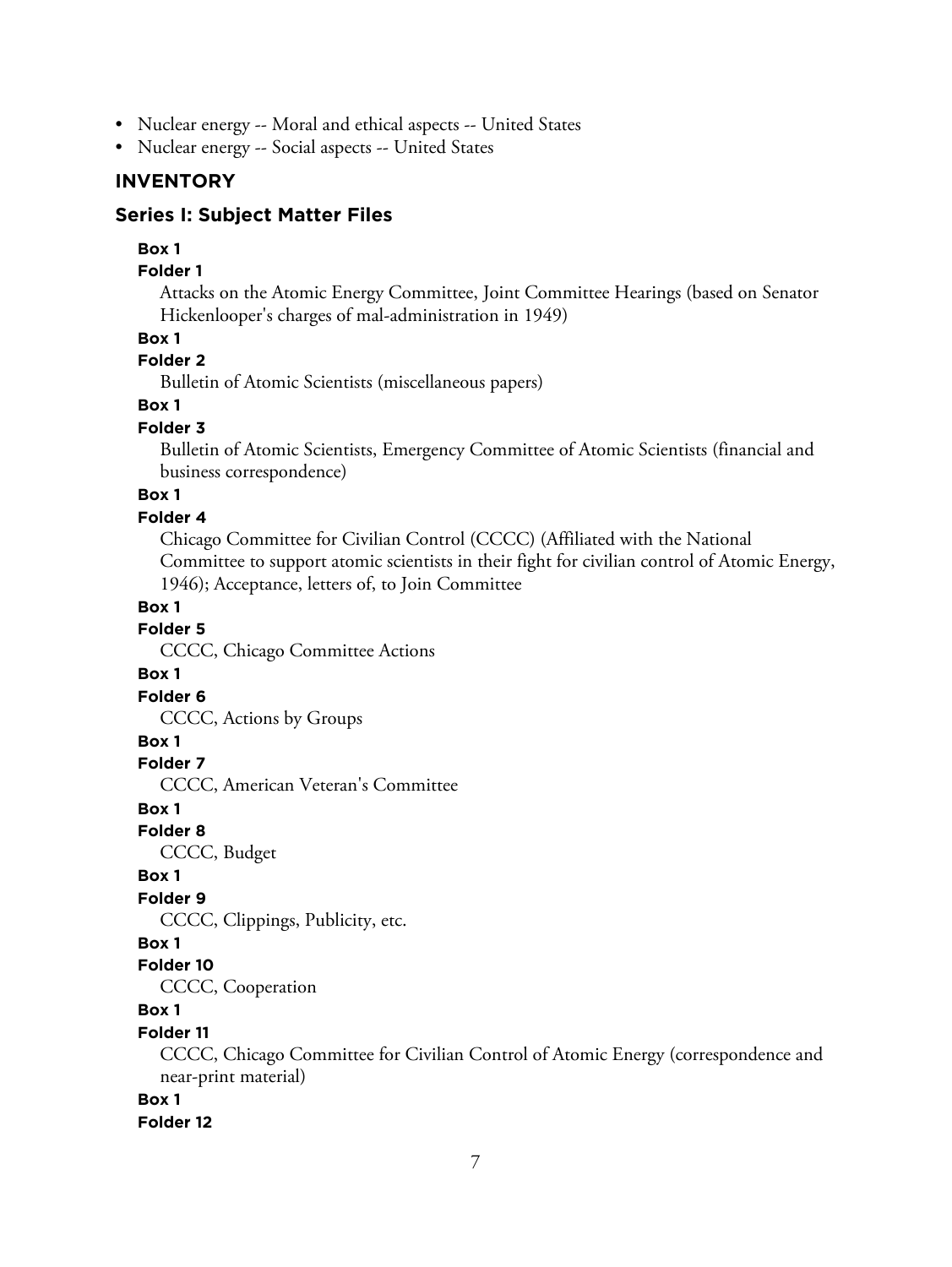- Nuclear energy -- Moral and ethical aspects -- United States
- Nuclear energy -- Social aspects -- United States

## INVENTORY

### Series I: Subject Matter Files

**Box 1**
**Folder 1**
Attacks on the Atomic Energy Committee, Joint Committee Hearings (based on Senator Hickenlooper's charges of mal-administration in 1949)

**Box 1**
**Folder 2**
Bulletin of Atomic Scientists (miscellaneous papers)

**Box 1**
**Folder 3**
Bulletin of Atomic Scientists, Emergency Committee of Atomic Scientists (financial and business correspondence)

**Box 1**
**Folder 4**
Chicago Committee for Civilian Control (CCCC) (Affiliated with the National Committee to support atomic scientists in their fight for civilian control of Atomic Energy, 1946); Acceptance, letters of, to Join Committee

**Box 1**
**Folder 5**
CCCC, Chicago Committee Actions

**Box 1**
**Folder 6**
CCCC, Actions by Groups

**Box 1**
**Folder 7**
CCCC, American Veteran's Committee

**Box 1**
**Folder 8**
CCCC, Budget

**Box 1**
**Folder 9**
CCCC, Clippings, Publicity, etc.

**Box 1**
**Folder 10**
CCCC, Cooperation

**Box 1**
**Folder 11**
CCCC, Chicago Committee for Civilian Control of Atomic Energy (correspondence and near-print material)

**Box 1**
**Folder 12**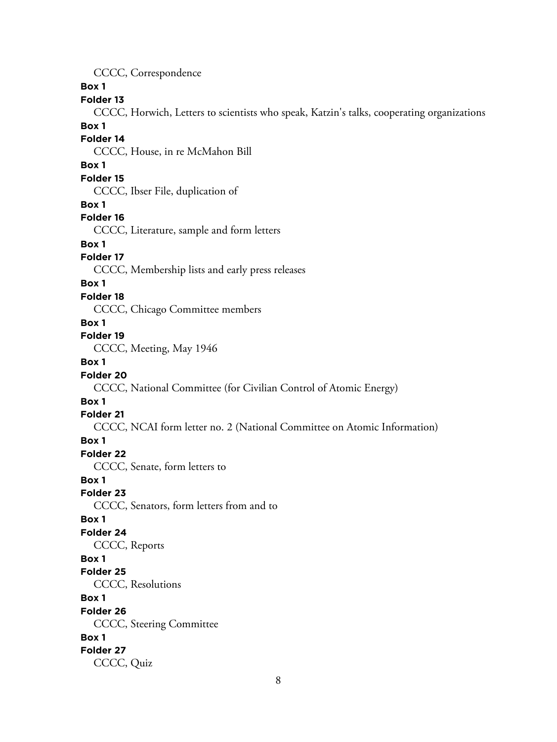CCCC, Correspondence

**Box 1**

**Folder 13**

CCCC, Horwich, Letters to scientists who speak, Katzin's talks, cooperating organizations

**Box 1**

**Folder 14**

CCCC, House, in re McMahon Bill

**Box 1**

**Folder 15**

CCCC, Ibser File, duplication of

**Box 1**

**Folder 16**

CCCC, Literature, sample and form letters

**Box 1**

**Folder 17**

CCCC, Membership lists and early press releases

**Box 1**

**Folder 18**

CCCC, Chicago Committee members

**Box 1**

**Folder 19**

CCCC, Meeting, May 1946

**Box 1**

**Folder 20**

CCCC, National Committee (for Civilian Control of Atomic Energy)

**Box 1**

**Folder 21**

CCCC, NCAI form letter no. 2 (National Committee on Atomic Information)

**Box 1**

**Folder 22**

CCCC, Senate, form letters to

**Box 1**

**Folder 23**

CCCC, Senators, form letters from and to

**Box 1**

**Folder 24**

CCCC, Reports

**Box 1**

**Folder 25**

CCCC, Resolutions

**Box 1**

**Folder 26**

CCCC, Steering Committee

**Box 1**

**Folder 27**

CCCC, Quiz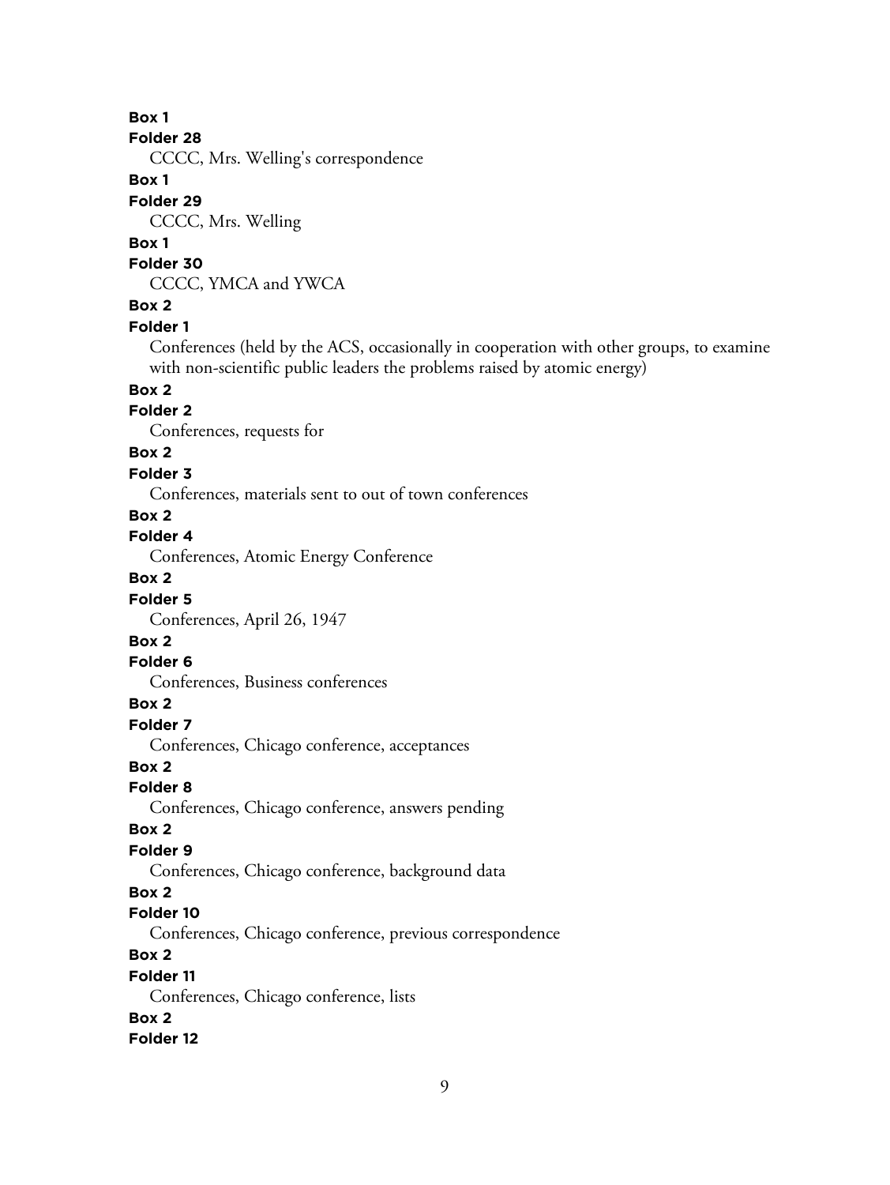**Box 1**
**Folder 28**
CCCC, Mrs. Welling's correspondence
**Box 1**
**Folder 29**
CCCC, Mrs. Welling
**Box 1**
**Folder 30**
CCCC, YMCA and YWCA
**Box 2**
**Folder 1**
Conferences (held by the ACS, occasionally in cooperation with other groups, to examine with non-scientific public leaders the problems raised by atomic energy)
**Box 2**
**Folder 2**
Conferences, requests for
**Box 2**
**Folder 3**
Conferences, materials sent to out of town conferences
**Box 2**
**Folder 4**
Conferences, Atomic Energy Conference
**Box 2**
**Folder 5**
Conferences, April 26, 1947
**Box 2**
**Folder 6**
Conferences, Business conferences
**Box 2**
**Folder 7**
Conferences, Chicago conference, acceptances
**Box 2**
**Folder 8**
Conferences, Chicago conference, answers pending
**Box 2**
**Folder 9**
Conferences, Chicago conference, background data
**Box 2**
**Folder 10**
Conferences, Chicago conference, previous correspondence
**Box 2**
**Folder 11**
Conferences, Chicago conference, lists
**Box 2**
**Folder 12**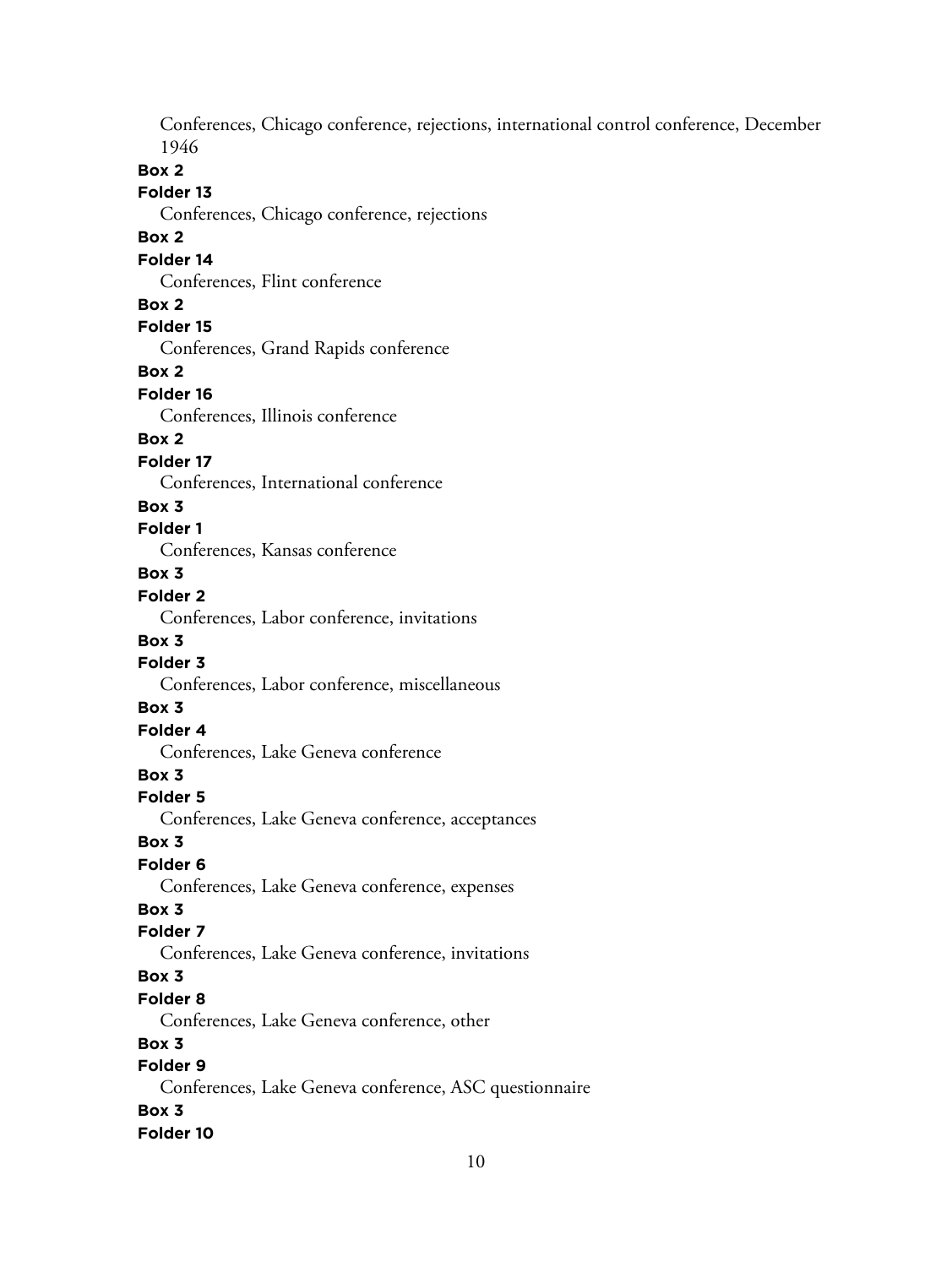Conferences, Chicago conference, rejections, international control conference, December 1946

**Box 2**

**Folder 13**

Conferences, Chicago conference, rejections

**Box 2**

**Folder 14**

Conferences, Flint conference

**Box 2**

**Folder 15**

Conferences, Grand Rapids conference

**Box 2**

**Folder 16**

Conferences, Illinois conference

**Box 2**

**Folder 17**

Conferences, International conference

**Box 3**

**Folder 1**

Conferences, Kansas conference

**Box 3**

**Folder 2**

Conferences, Labor conference, invitations

**Box 3**

**Folder 3**

Conferences, Labor conference, miscellaneous

**Box 3**

**Folder 4**

Conferences, Lake Geneva conference

**Box 3**

**Folder 5**

Conferences, Lake Geneva conference, acceptances

**Box 3**

**Folder 6**

Conferences, Lake Geneva conference, expenses

**Box 3**

**Folder 7**

Conferences, Lake Geneva conference, invitations

**Box 3**

**Folder 8**

Conferences, Lake Geneva conference, other

**Box 3**

**Folder 9**

Conferences, Lake Geneva conference, ASC questionnaire

**Box 3**

**Folder 10**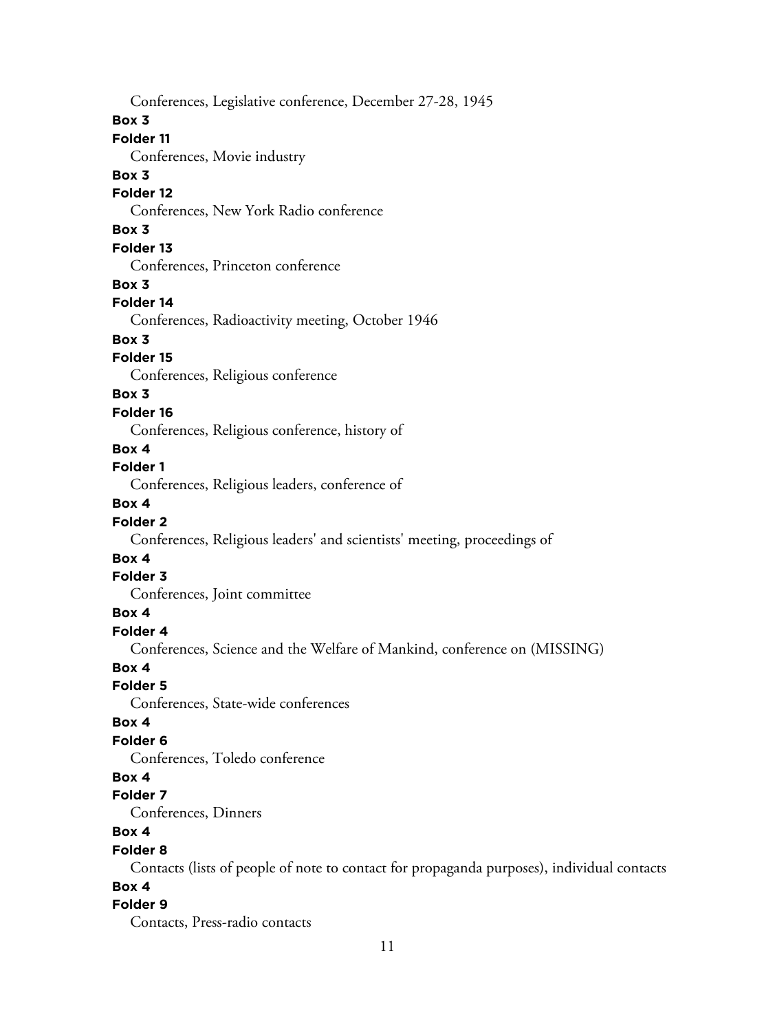Conferences, Legislative conference, December 27-28, 1945

**Box 3**

**Folder 11**

Conferences, Movie industry

**Box 3**

**Folder 12**

Conferences, New York Radio conference

**Box 3**

**Folder 13**

Conferences, Princeton conference

**Box 3**

**Folder 14**

Conferences, Radioactivity meeting, October 1946

**Box 3**

**Folder 15**

Conferences, Religious conference

**Box 3**

**Folder 16**

Conferences, Religious conference, history of

**Box 4**

**Folder 1**

Conferences, Religious leaders, conference of

**Box 4**

**Folder 2**

Conferences, Religious leaders' and scientists' meeting, proceedings of

**Box 4**

**Folder 3**

Conferences, Joint committee

**Box 4**

**Folder 4**

Conferences, Science and the Welfare of Mankind, conference on (MISSING)

**Box 4**

**Folder 5**

Conferences, State-wide conferences

**Box 4**

**Folder 6**

Conferences, Toledo conference

**Box 4**

**Folder 7**

Conferences, Dinners

**Box 4**

**Folder 8**

Contacts (lists of people of note to contact for propaganda purposes), individual contacts

**Box 4**

**Folder 9**

Contacts, Press-radio contacts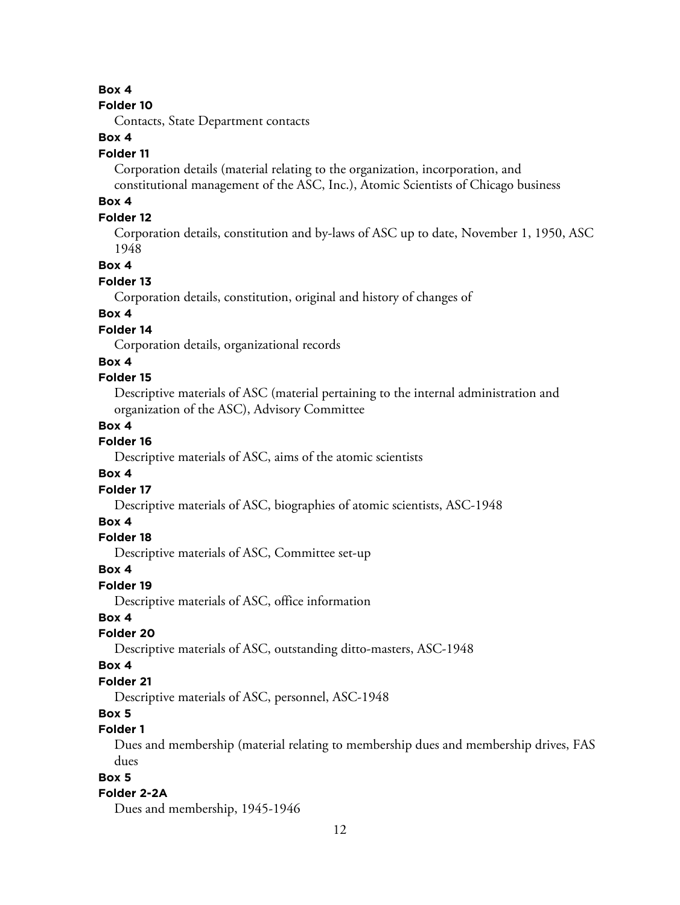**Box 4**

**Folder 10**

Contacts, State Department contacts

**Box 4**

**Folder 11**

Corporation details (material relating to the organization, incorporation, and constitutional management of the ASC, Inc.), Atomic Scientists of Chicago business

**Box 4**

**Folder 12**

Corporation details, constitution and by-laws of ASC up to date, November 1, 1950, ASC 1948

**Box 4**

**Folder 13**

Corporation details, constitution, original and history of changes of

**Box 4**

**Folder 14**

Corporation details, organizational records

**Box 4**

**Folder 15**

Descriptive materials of ASC (material pertaining to the internal administration and organization of the ASC), Advisory Committee

**Box 4**

**Folder 16**

Descriptive materials of ASC, aims of the atomic scientists

**Box 4**

**Folder 17**

Descriptive materials of ASC, biographies of atomic scientists, ASC-1948

**Box 4**

**Folder 18**

Descriptive materials of ASC, Committee set-up

**Box 4**

**Folder 19**

Descriptive materials of ASC, office information

**Box 4**

**Folder 20**

Descriptive materials of ASC, outstanding ditto-masters, ASC-1948

**Box 4**

**Folder 21**

Descriptive materials of ASC, personnel, ASC-1948

**Box 5**

**Folder 1**

Dues and membership (material relating to membership dues and membership drives, FAS dues

**Box 5**

**Folder 2-2A**

Dues and membership, 1945-1946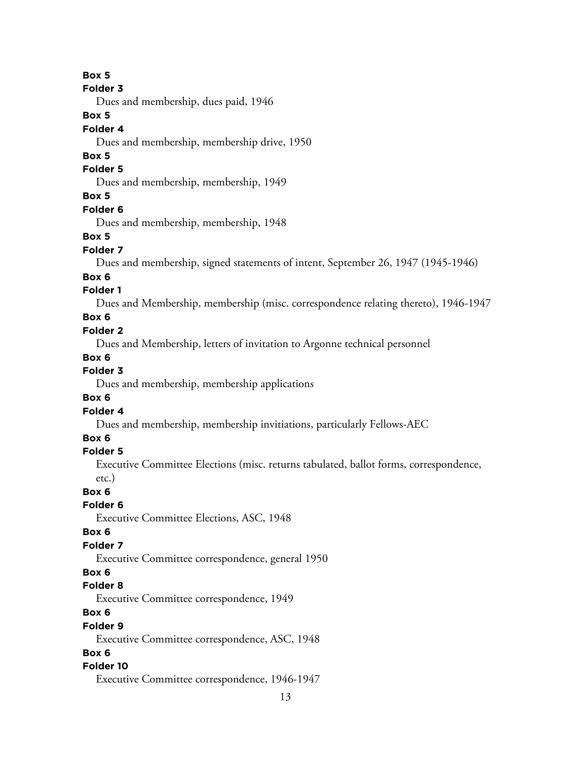**Box 5**
**Folder 3**
Dues and membership, dues paid, 1946

**Box 5**
**Folder 4**
Dues and membership, membership drive, 1950

**Box 5**
**Folder 5**
Dues and membership, membership, 1949

**Box 5**
**Folder 6**
Dues and membership, membership, 1948

**Box 5**
**Folder 7**
Dues and membership, signed statements of intent, September 26, 1947 (1945-1946)

**Box 6**
**Folder 1**
Dues and Membership, membership (misc. correspondence relating thereto), 1946-1947

**Box 6**
**Folder 2**
Dues and Membership, letters of invitation to Argonne technical personnel

**Box 6**
**Folder 3**
Dues and membership, membership applications

**Box 6**
**Folder 4**
Dues and membership, membership invitiations, particularly Fellows-AEC

**Box 6**
**Folder 5**
Executive Committee Elections (misc. returns tabulated, ballot forms, correspondence, etc.)

**Box 6**
**Folder 6**
Executive Committee Elections, ASC, 1948

**Box 6**
**Folder 7**
Executive Committee correspondence, general 1950

**Box 6**
**Folder 8**
Executive Committee correspondence, 1949

**Box 6**
**Folder 9**
Executive Committee correspondence, ASC, 1948

**Box 6**
**Folder 10**
Executive Committee correspondence, 1946-1947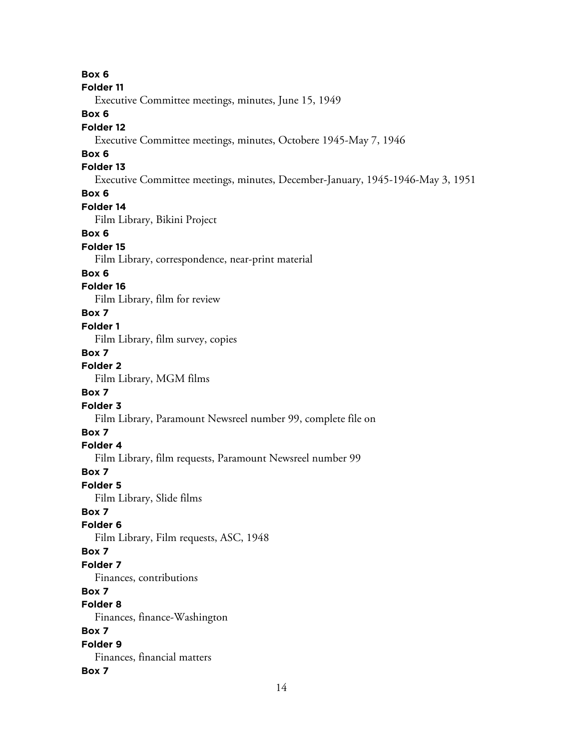**Box 6**

**Folder 11**

Executive Committee meetings, minutes, June 15, 1949

**Box 6**

**Folder 12**

Executive Committee meetings, minutes, Octobere 1945-May 7, 1946

**Box 6**

**Folder 13**

Executive Committee meetings, minutes, December-January, 1945-1946-May 3, 1951

**Box 6**

**Folder 14**

Film Library, Bikini Project

**Box 6**

**Folder 15**

Film Library, correspondence, near-print material

**Box 6**

**Folder 16**

Film Library, film for review

**Box 7**

**Folder 1**

Film Library, film survey, copies

**Box 7**

**Folder 2**

Film Library, MGM films

**Box 7**

**Folder 3**

Film Library, Paramount Newsreel number 99, complete file on

**Box 7**

**Folder 4**

Film Library, film requests, Paramount Newsreel number 99

**Box 7**

**Folder 5**

Film Library, Slide films

**Box 7**

**Folder 6**

Film Library, Film requests, ASC, 1948

**Box 7**

**Folder 7**

Finances, contributions

**Box 7**

**Folder 8**

Finances, finance-Washington

**Box 7**

**Folder 9**

Finances, financial matters

**Box 7**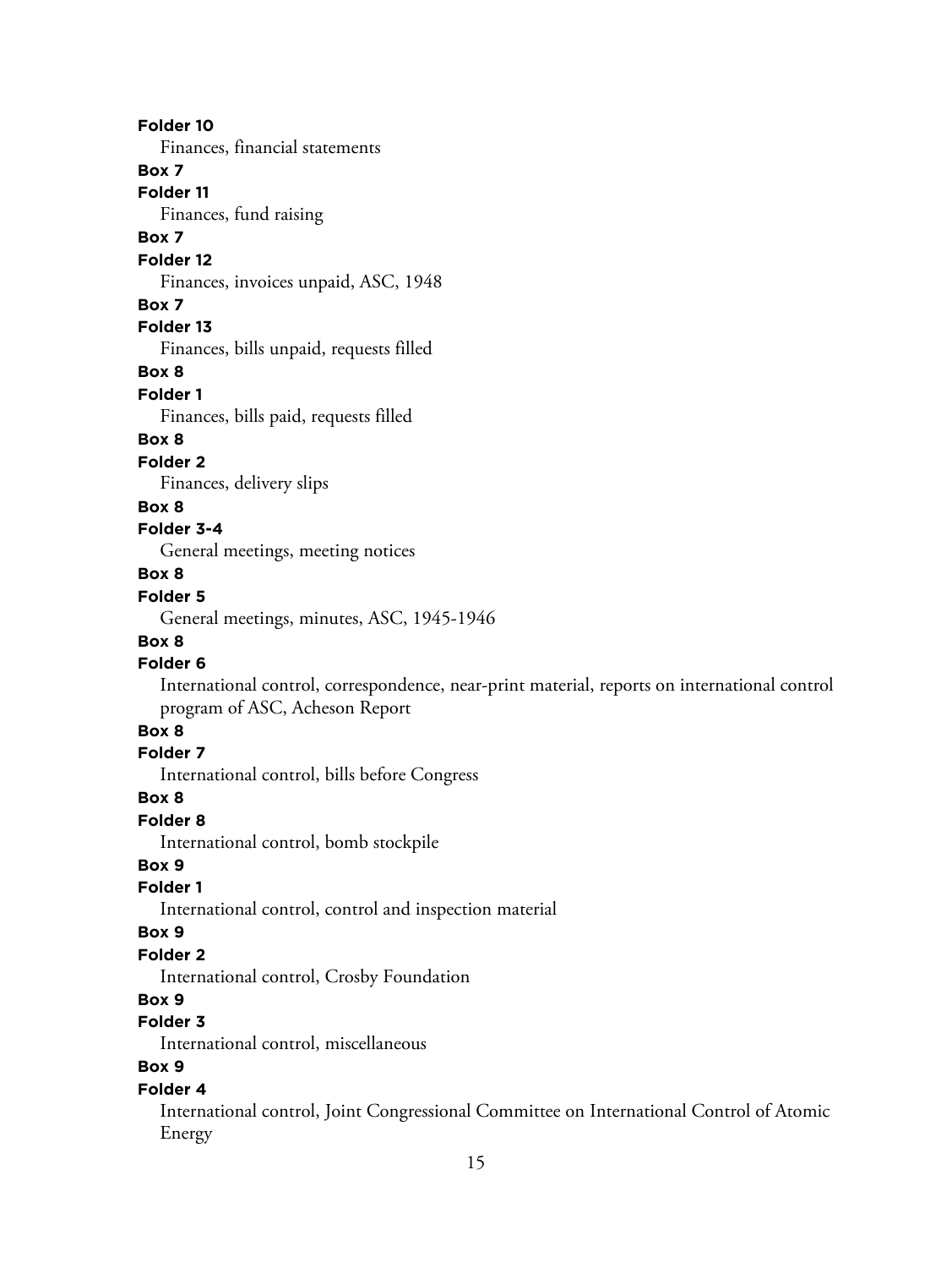**Folder 10**

Finances, financial statements

**Box 7**

**Folder 11**

Finances, fund raising

**Box 7**

**Folder 12**

Finances, invoices unpaid, ASC, 1948

**Box 7**

**Folder 13**

Finances, bills unpaid, requests filled

**Box 8**

**Folder 1**

Finances, bills paid, requests filled

**Box 8**

**Folder 2**

Finances, delivery slips

**Box 8**

**Folder 3-4**

General meetings, meeting notices

**Box 8**

**Folder 5**

General meetings, minutes, ASC, 1945-1946

**Box 8**

**Folder 6**

International control, correspondence, near-print material, reports on international control program of ASC, Acheson Report

**Box 8**

**Folder 7**

International control, bills before Congress

**Box 8**

**Folder 8**

International control, bomb stockpile

**Box 9**

**Folder 1**

International control, control and inspection material

**Box 9**

**Folder 2**

International control, Crosby Foundation

**Box 9**

**Folder 3**

International control, miscellaneous

**Box 9**

**Folder 4**

International control, Joint Congressional Committee on International Control of Atomic Energy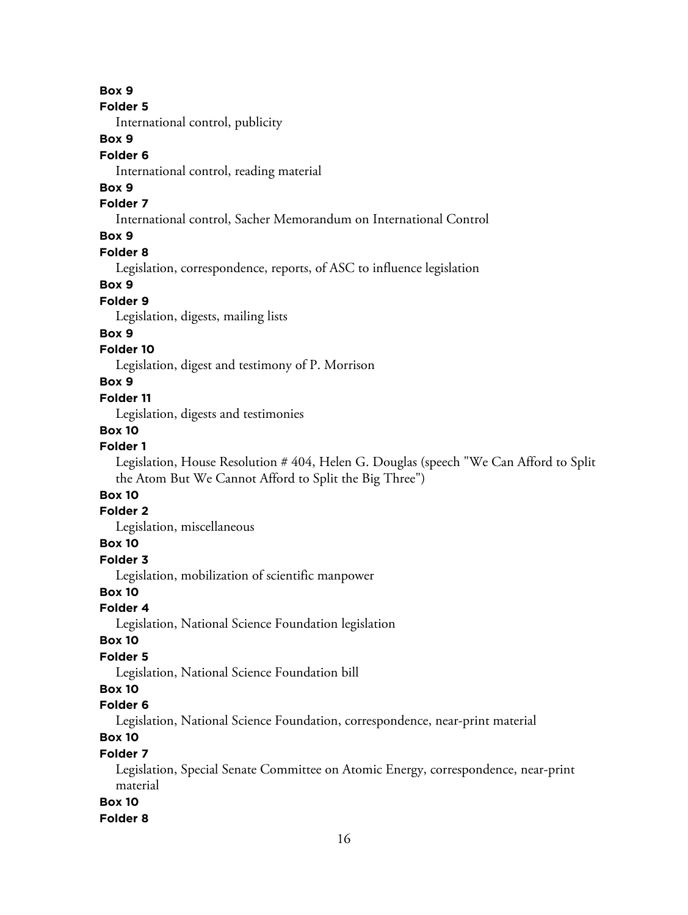**Box 9**
**Folder 5**
International control, publicity
**Box 9**
**Folder 6**
International control, reading material
**Box 9**
**Folder 7**
International control, Sacher Memorandum on International Control
**Box 9**
**Folder 8**
Legislation, correspondence, reports, of ASC to influence legislation
**Box 9**
**Folder 9**
Legislation, digests, mailing lists
**Box 9**
**Folder 10**
Legislation, digest and testimony of P. Morrison
**Box 9**
**Folder 11**
Legislation, digests and testimonies
**Box 10**
**Folder 1**
Legislation, House Resolution # 404, Helen G. Douglas (speech "We Can Afford to Split the Atom But We Cannot Afford to Split the Big Three")
**Box 10**
**Folder 2**
Legislation, miscellaneous
**Box 10**
**Folder 3**
Legislation, mobilization of scientific manpower
**Box 10**
**Folder 4**
Legislation, National Science Foundation legislation
**Box 10**
**Folder 5**
Legislation, National Science Foundation bill
**Box 10**
**Folder 6**
Legislation, National Science Foundation, correspondence, near-print material
**Box 10**
**Folder 7**
Legislation, Special Senate Committee on Atomic Energy, correspondence, near-print material
**Box 10**
**Folder 8**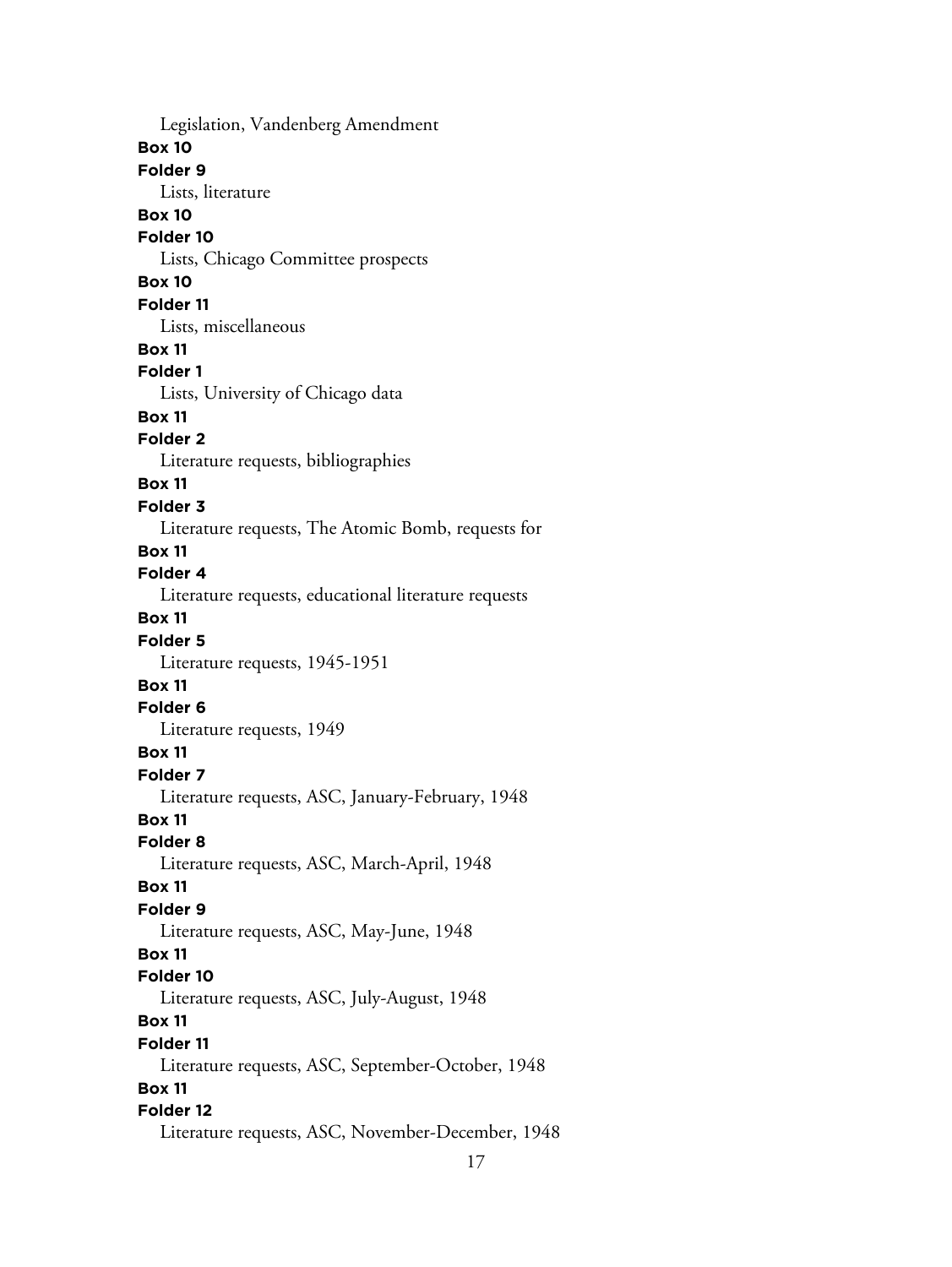Legislation, Vandenberg Amendment

**Box 10**

**Folder 9**

Lists, literature

**Box 10**

**Folder 10**

Lists, Chicago Committee prospects

**Box 10**

**Folder 11**

Lists, miscellaneous

**Box 11**

**Folder 1**

Lists, University of Chicago data

**Box 11**

**Folder 2**

Literature requests, bibliographies

**Box 11**

**Folder 3**

Literature requests, The Atomic Bomb, requests for

**Box 11**

**Folder 4**

Literature requests, educational literature requests

**Box 11**

**Folder 5**

Literature requests, 1945-1951

**Box 11**

**Folder 6**

Literature requests, 1949

**Box 11**

**Folder 7**

Literature requests, ASC, January-February, 1948

**Box 11**

**Folder 8**

Literature requests, ASC, March-April, 1948

**Box 11**

**Folder 9**

Literature requests, ASC, May-June, 1948

**Box 11**

**Folder 10**

Literature requests, ASC, July-August, 1948

**Box 11**

**Folder 11**

Literature requests, ASC, September-October, 1948

**Box 11**

**Folder 12**

Literature requests, ASC, November-December, 1948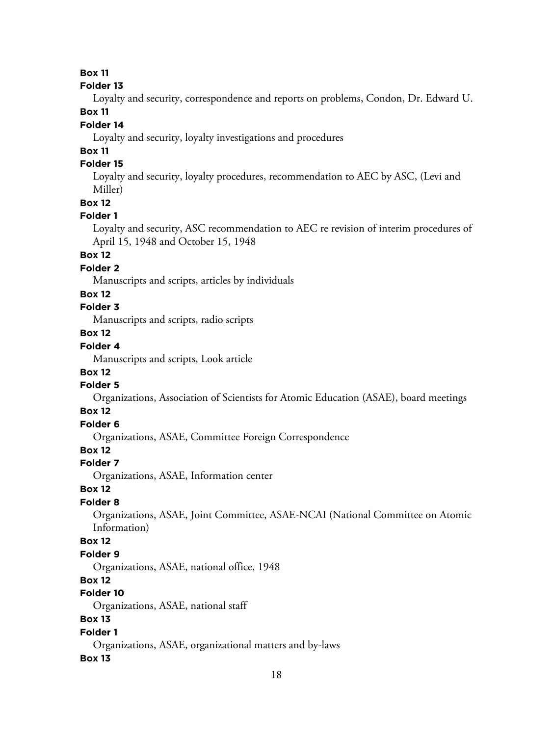**Box 11**

**Folder 13**

Loyalty and security, correspondence and reports on problems, Condon, Dr. Edward U.

**Box 11**

**Folder 14**

Loyalty and security, loyalty investigations and procedures

**Box 11**

**Folder 15**

Loyalty and security, loyalty procedures, recommendation to AEC by ASC, (Levi and Miller)

**Box 12**

**Folder 1**

Loyalty and security, ASC recommendation to AEC re revision of interim procedures of April 15, 1948 and October 15, 1948

**Box 12**

**Folder 2**

Manuscripts and scripts, articles by individuals

**Box 12**

**Folder 3**

Manuscripts and scripts, radio scripts

**Box 12**

**Folder 4**

Manuscripts and scripts, Look article

**Box 12**

**Folder 5**

Organizations, Association of Scientists for Atomic Education (ASAE), board meetings

**Box 12**

**Folder 6**

Organizations, ASAE, Committee Foreign Correspondence

**Box 12**

**Folder 7**

Organizations, ASAE, Information center

**Box 12**

**Folder 8**

Organizations, ASAE, Joint Committee, ASAE-NCAI (National Committee on Atomic Information)

**Box 12**

**Folder 9**

Organizations, ASAE, national office, 1948

**Box 12**

**Folder 10**

Organizations, ASAE, national staff

**Box 13**

**Folder 1**

Organizations, ASAE, organizational matters and by-laws

**Box 13**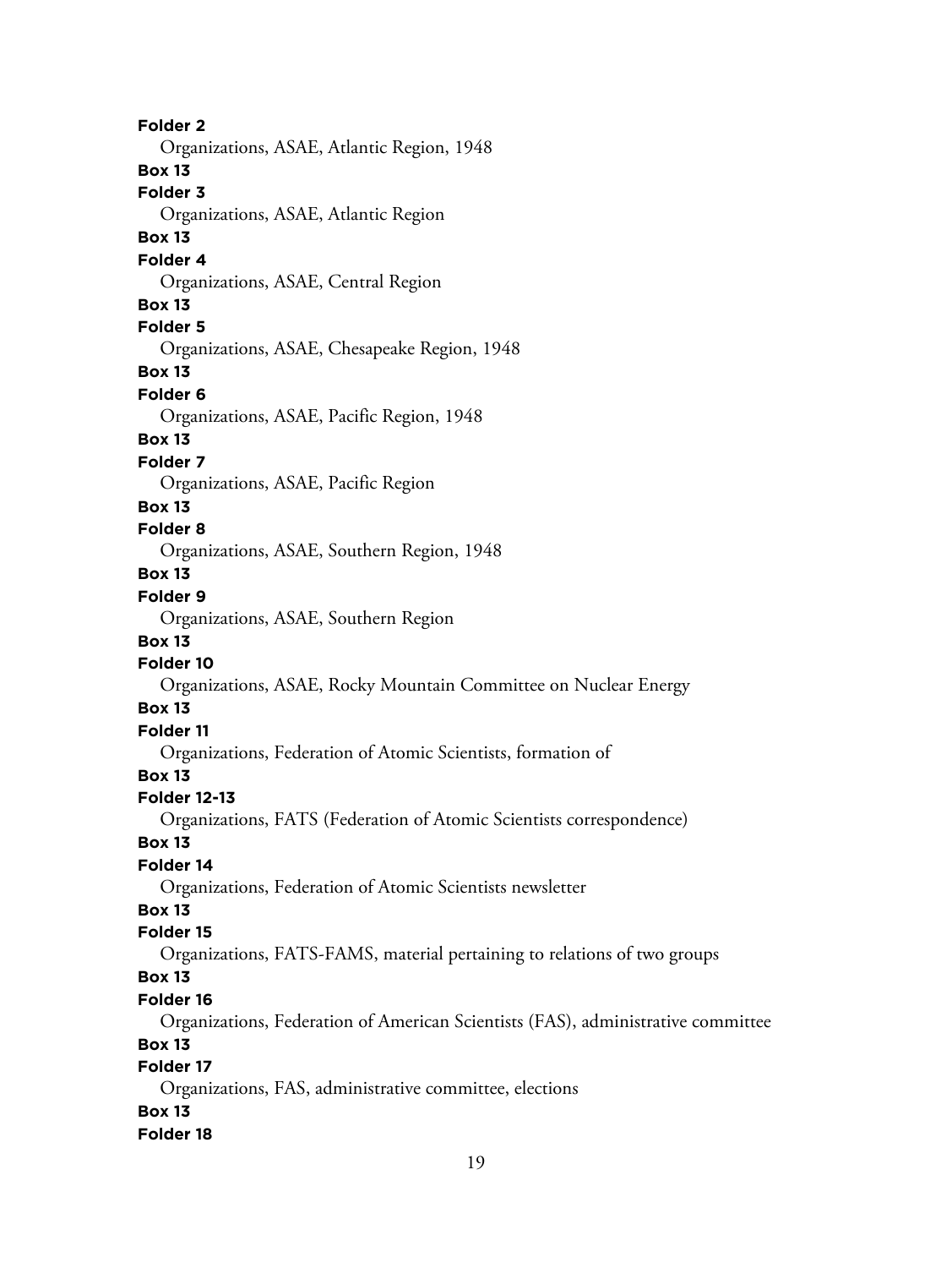**Folder 2**
Organizations, ASAE, Atlantic Region, 1948
**Box 13**
**Folder 3**
Organizations, ASAE, Atlantic Region
**Box 13**
**Folder 4**
Organizations, ASAE, Central Region
**Box 13**
**Folder 5**
Organizations, ASAE, Chesapeake Region, 1948
**Box 13**
**Folder 6**
Organizations, ASAE, Pacific Region, 1948
**Box 13**
**Folder 7**
Organizations, ASAE, Pacific Region
**Box 13**
**Folder 8**
Organizations, ASAE, Southern Region, 1948
**Box 13**
**Folder 9**
Organizations, ASAE, Southern Region
**Box 13**
**Folder 10**
Organizations, ASAE, Rocky Mountain Committee on Nuclear Energy
**Box 13**
**Folder 11**
Organizations, Federation of Atomic Scientists, formation of
**Box 13**
**Folder 12-13**
Organizations, FATS (Federation of Atomic Scientists correspondence)
**Box 13**
**Folder 14**
Organizations, Federation of Atomic Scientists newsletter
**Box 13**
**Folder 15**
Organizations, FATS-FAMS, material pertaining to relations of two groups
**Box 13**
**Folder 16**
Organizations, Federation of American Scientists (FAS), administrative committee
**Box 13**
**Folder 17**
Organizations, FAS, administrative committee, elections
**Box 13**
**Folder 18**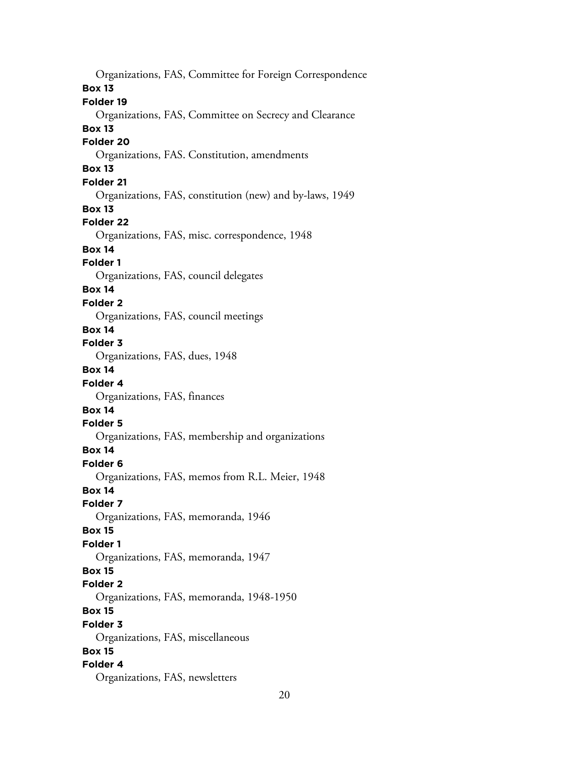Organizations, FAS, Committee for Foreign Correspondence

**Box 13**

**Folder 19**

Organizations, FAS, Committee on Secrecy and Clearance

**Box 13**

**Folder 20**

Organizations, FAS. Constitution, amendments

**Box 13**

**Folder 21**

Organizations, FAS, constitution (new) and by-laws, 1949

**Box 13**

**Folder 22**

Organizations, FAS, misc. correspondence, 1948

**Box 14**

**Folder 1**

Organizations, FAS, council delegates

**Box 14**

**Folder 2**

Organizations, FAS, council meetings

**Box 14**

**Folder 3**

Organizations, FAS, dues, 1948

**Box 14**

**Folder 4**

Organizations, FAS, finances

**Box 14**

**Folder 5**

Organizations, FAS, membership and organizations

**Box 14**

**Folder 6**

Organizations, FAS, memos from R.L. Meier, 1948

**Box 14**

**Folder 7**

Organizations, FAS, memoranda, 1946

**Box 15**

**Folder 1**

Organizations, FAS, memoranda, 1947

**Box 15**

**Folder 2**

Organizations, FAS, memoranda, 1948-1950

**Box 15**

**Folder 3**

Organizations, FAS, miscellaneous

**Box 15**

**Folder 4**

Organizations, FAS, newsletters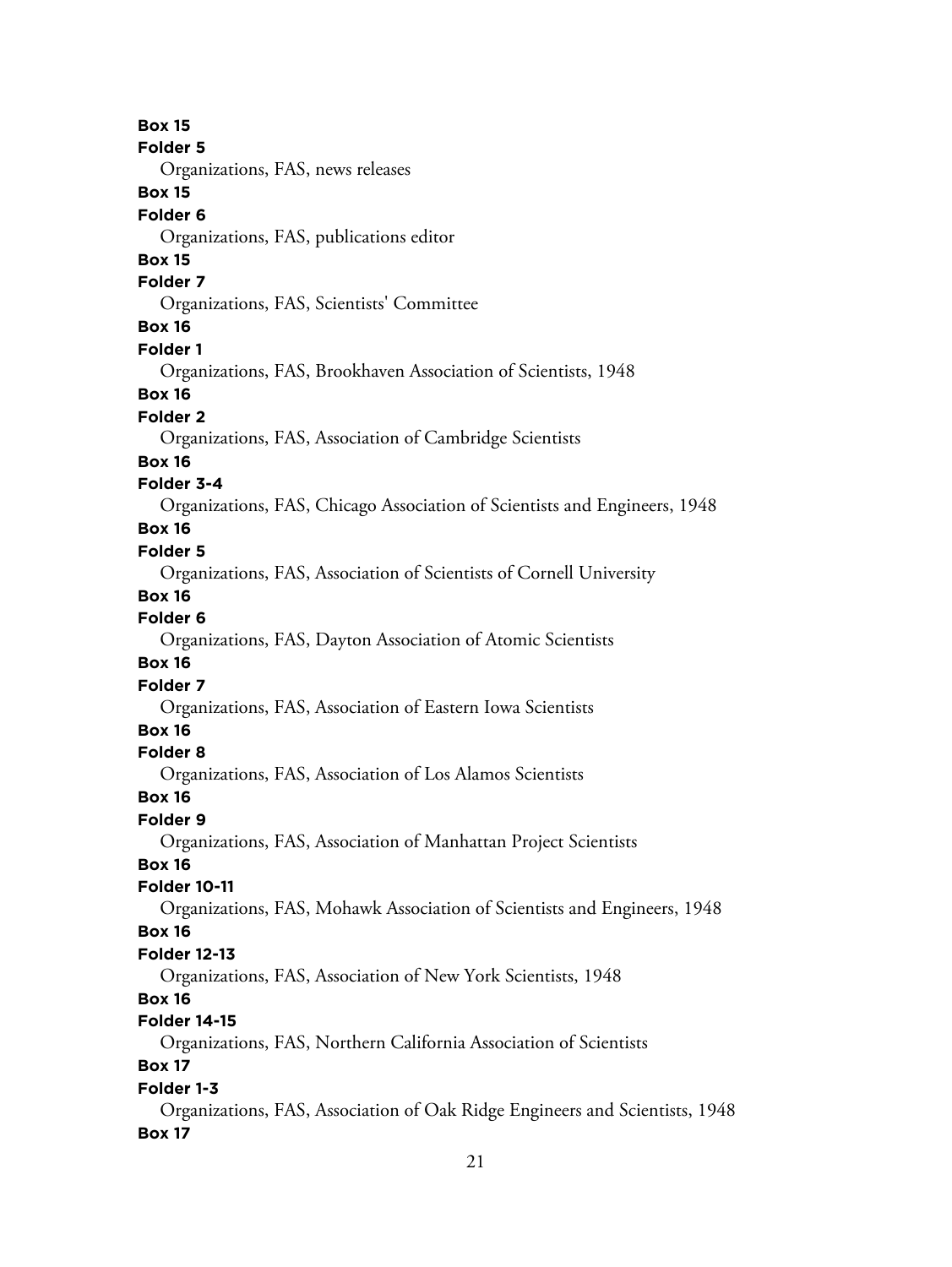**Box 15**
**Folder 5**
Organizations, FAS, news releases
**Box 15**
**Folder 6**
Organizations, FAS, publications editor
**Box 15**
**Folder 7**
Organizations, FAS, Scientists' Committee
**Box 16**
**Folder 1**
Organizations, FAS, Brookhaven Association of Scientists, 1948
**Box 16**
**Folder 2**
Organizations, FAS, Association of Cambridge Scientists
**Box 16**
**Folder 3-4**
Organizations, FAS, Chicago Association of Scientists and Engineers, 1948
**Box 16**
**Folder 5**
Organizations, FAS, Association of Scientists of Cornell University
**Box 16**
**Folder 6**
Organizations, FAS, Dayton Association of Atomic Scientists
**Box 16**
**Folder 7**
Organizations, FAS, Association of Eastern Iowa Scientists
**Box 16**
**Folder 8**
Organizations, FAS, Association of Los Alamos Scientists
**Box 16**
**Folder 9**
Organizations, FAS, Association of Manhattan Project Scientists
**Box 16**
**Folder 10-11**
Organizations, FAS, Mohawk Association of Scientists and Engineers, 1948
**Box 16**
**Folder 12-13**
Organizations, FAS, Association of New York Scientists, 1948
**Box 16**
**Folder 14-15**
Organizations, FAS, Northern California Association of Scientists
**Box 17**
**Folder 1-3**
Organizations, FAS, Association of Oak Ridge Engineers and Scientists, 1948
**Box 17**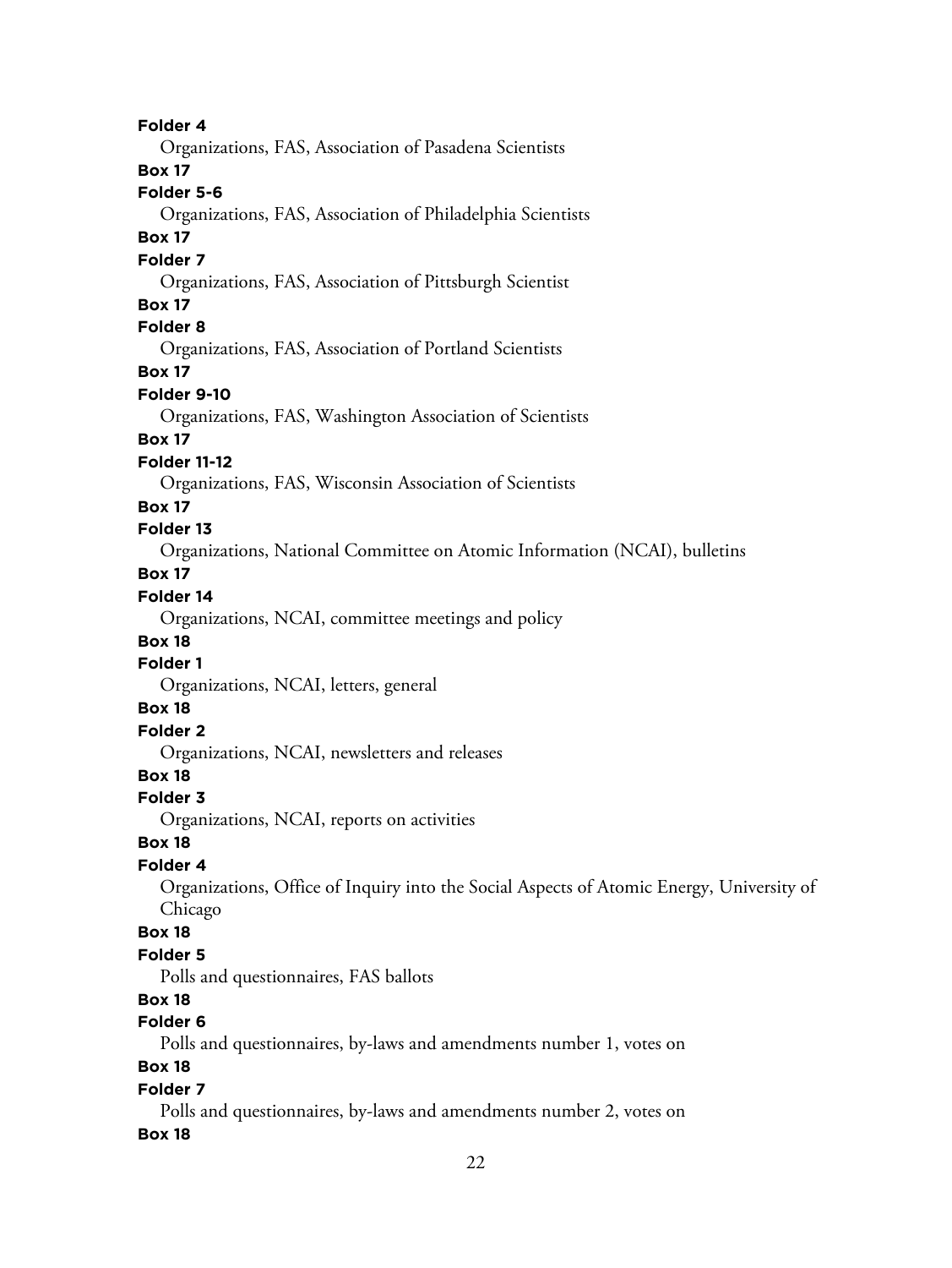**Folder 4**

Organizations, FAS, Association of Pasadena Scientists

**Box 17**

**Folder 5-6**

Organizations, FAS, Association of Philadelphia Scientists

**Box 17**

**Folder 7**

Organizations, FAS, Association of Pittsburgh Scientist

**Box 17**

**Folder 8**

Organizations, FAS, Association of Portland Scientists

**Box 17**

**Folder 9-10**

Organizations, FAS, Washington Association of Scientists

**Box 17**

**Folder 11-12**

Organizations, FAS, Wisconsin Association of Scientists

**Box 17**

**Folder 13**

Organizations, National Committee on Atomic Information (NCAI), bulletins

**Box 17**

**Folder 14**

Organizations, NCAI, committee meetings and policy

**Box 18**

**Folder 1**

Organizations, NCAI, letters, general

**Box 18**

**Folder 2**

Organizations, NCAI, newsletters and releases

**Box 18**

**Folder 3**

Organizations, NCAI, reports on activities

**Box 18**

**Folder 4**

Organizations, Office of Inquiry into the Social Aspects of Atomic Energy, University of Chicago

**Box 18**

**Folder 5**

Polls and questionnaires, FAS ballots

**Box 18**

**Folder 6**

Polls and questionnaires, by-laws and amendments number 1, votes on

**Box 18**

**Folder 7**

Polls and questionnaires, by-laws and amendments number 2, votes on

**Box 18**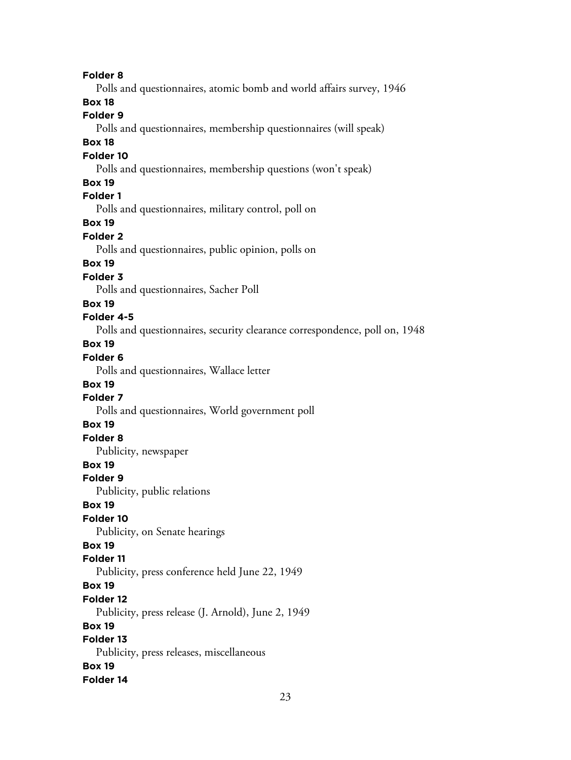**Folder 8**

Polls and questionnaires, atomic bomb and world affairs survey, 1946

**Box 18**

**Folder 9**

Polls and questionnaires, membership questionnaires (will speak)

**Box 18**

**Folder 10**

Polls and questionnaires, membership questions (won't speak)

**Box 19**

**Folder 1**

Polls and questionnaires, military control, poll on

**Box 19**

**Folder 2**

Polls and questionnaires, public opinion, polls on

**Box 19**

**Folder 3**

Polls and questionnaires, Sacher Poll

**Box 19**

**Folder 4-5**

Polls and questionnaires, security clearance correspondence, poll on, 1948

**Box 19**

**Folder 6**

Polls and questionnaires, Wallace letter

**Box 19**

**Folder 7**

Polls and questionnaires, World government poll

**Box 19**

**Folder 8**

Publicity, newspaper

**Box 19**

**Folder 9**

Publicity, public relations

**Box 19**

**Folder 10**

Publicity, on Senate hearings

**Box 19**

**Folder 11**

Publicity, press conference held June 22, 1949

**Box 19**

**Folder 12**

Publicity, press release (J. Arnold), June 2, 1949

**Box 19**

**Folder 13**

Publicity, press releases, miscellaneous

**Box 19**

**Folder 14**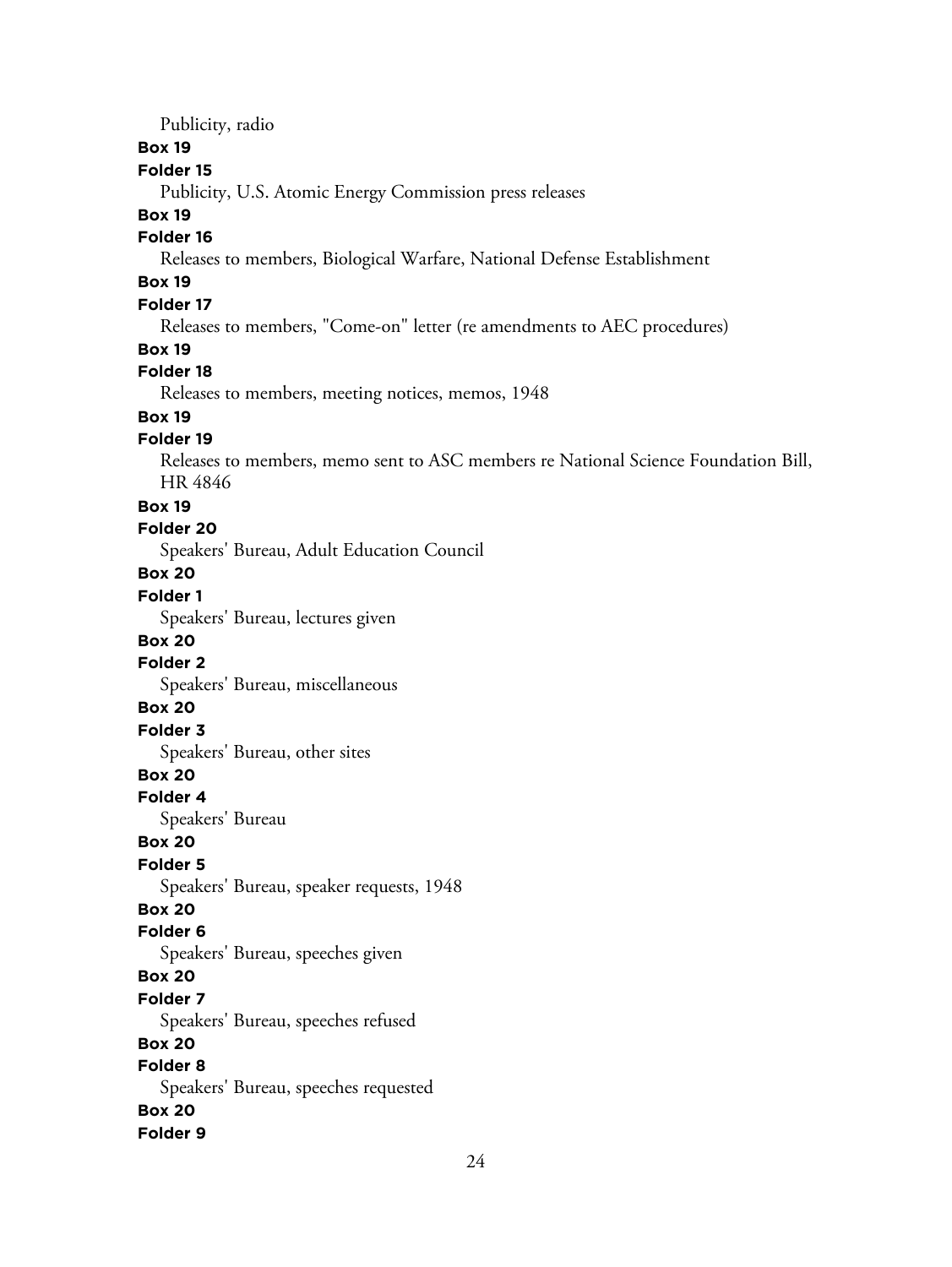Publicity, radio

**Box 19**

**Folder 15**

Publicity, U.S. Atomic Energy Commission press releases

**Box 19**

**Folder 16**

Releases to members, Biological Warfare, National Defense Establishment

**Box 19**

**Folder 17**

Releases to members, "Come-on" letter (re amendments to AEC procedures)

**Box 19**

**Folder 18**

Releases to members, meeting notices, memos, 1948

**Box 19**

**Folder 19**

Releases to members, memo sent to ASC members re National Science Foundation Bill, HR 4846

**Box 19**

**Folder 20**

Speakers' Bureau, Adult Education Council

**Box 20**

**Folder 1**

Speakers' Bureau, lectures given

**Box 20**

**Folder 2**

Speakers' Bureau, miscellaneous

**Box 20**

**Folder 3**

Speakers' Bureau, other sites

**Box 20**

**Folder 4**

Speakers' Bureau

**Box 20**

**Folder 5**

Speakers' Bureau, speaker requests, 1948

**Box 20**

**Folder 6**

Speakers' Bureau, speeches given

**Box 20**

**Folder 7**

Speakers' Bureau, speeches refused

**Box 20**

**Folder 8**

Speakers' Bureau, speeches requested

**Box 20**

**Folder 9**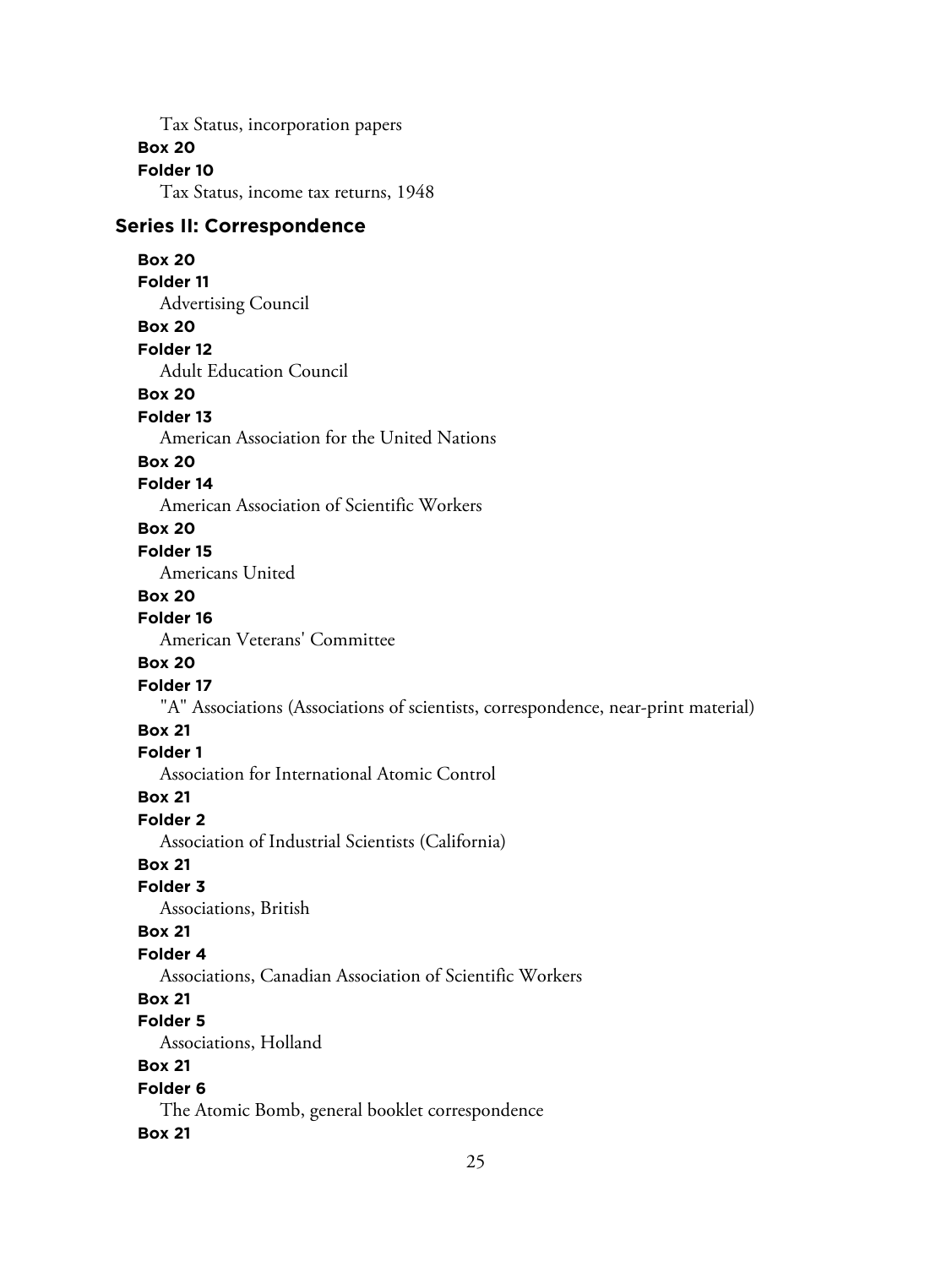Tax Status, incorporation papers

**Box 20**

**Folder 10**

Tax Status, income tax returns, 1948

## Series II: Correspondence

**Box 20**

**Folder 11**

Advertising Council

**Box 20**

**Folder 12**

Adult Education Council

**Box 20**

**Folder 13**

American Association for the United Nations

**Box 20**

**Folder 14**

American Association of Scientific Workers

**Box 20**

**Folder 15**

Americans United

**Box 20**

**Folder 16**

American Veterans' Committee

**Box 20**

**Folder 17**

"A" Associations (Associations of scientists, correspondence, near-print material)

**Box 21**

**Folder 1**

Association for International Atomic Control

**Box 21**

**Folder 2**

Association of Industrial Scientists (California)

**Box 21**

**Folder 3**

Associations, British

**Box 21**

**Folder 4**

Associations, Canadian Association of Scientific Workers

**Box 21**

**Folder 5**

Associations, Holland

**Box 21**

**Folder 6**

The Atomic Bomb, general booklet correspondence

**Box 21**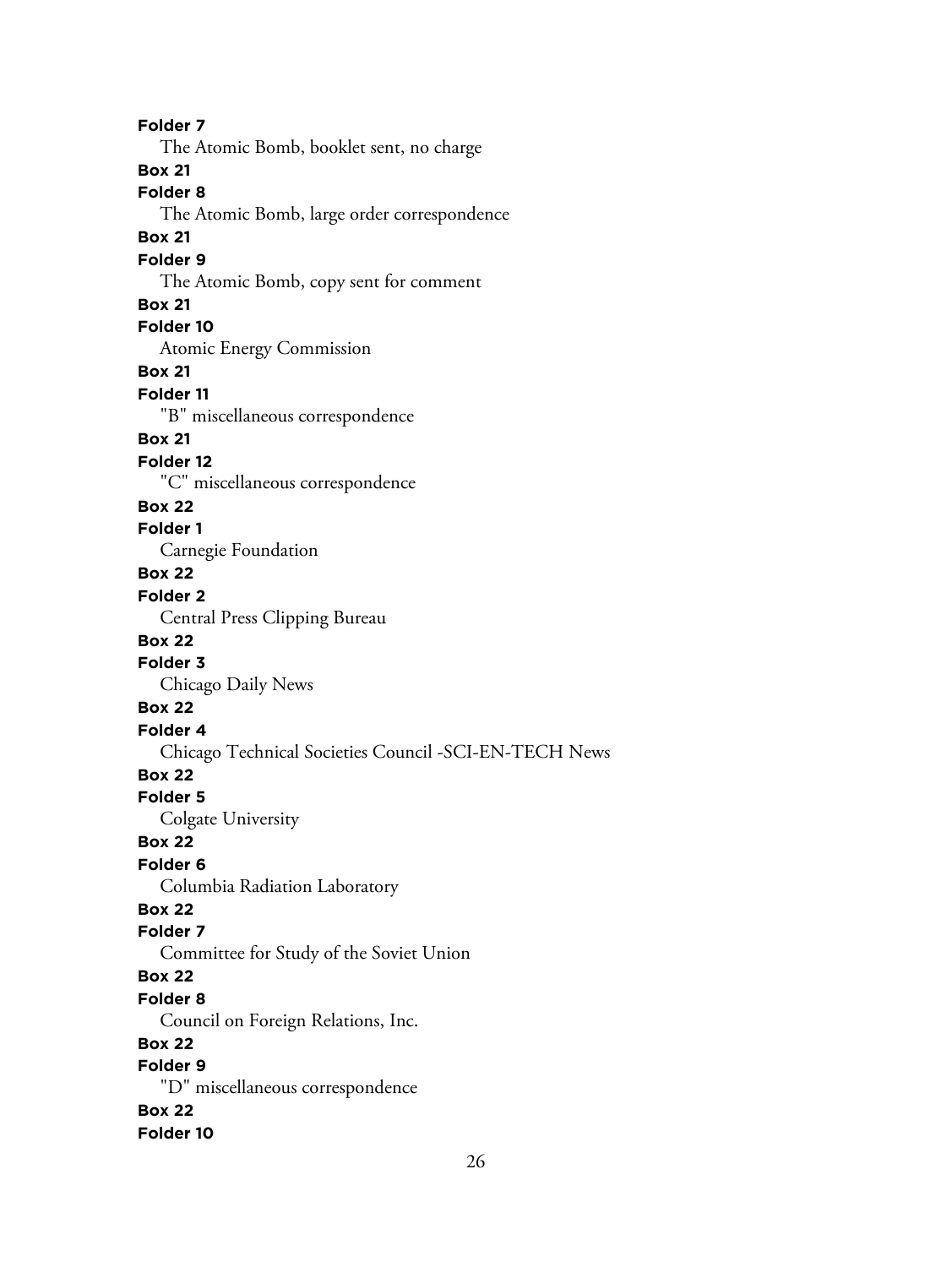**Folder 7**

The Atomic Bomb, booklet sent, no charge

**Box 21**

**Folder 8**

The Atomic Bomb, large order correspondence

**Box 21**

**Folder 9**

The Atomic Bomb, copy sent for comment

**Box 21**

**Folder 10**

Atomic Energy Commission

**Box 21**

**Folder 11**

"B" miscellaneous correspondence

**Box 21**

**Folder 12**

"C" miscellaneous correspondence

**Box 22**

**Folder 1**

Carnegie Foundation

**Box 22**

**Folder 2**

Central Press Clipping Bureau

**Box 22**

**Folder 3**

Chicago Daily News

**Box 22**

**Folder 4**

Chicago Technical Societies Council -SCI-EN-TECH News

**Box 22**

**Folder 5**

Colgate University

**Box 22**

**Folder 6**

Columbia Radiation Laboratory

**Box 22**

**Folder 7**

Committee for Study of the Soviet Union

**Box 22**

**Folder 8**

Council on Foreign Relations, Inc.

**Box 22**

**Folder 9**

"D" miscellaneous correspondence

**Box 22**

**Folder 10**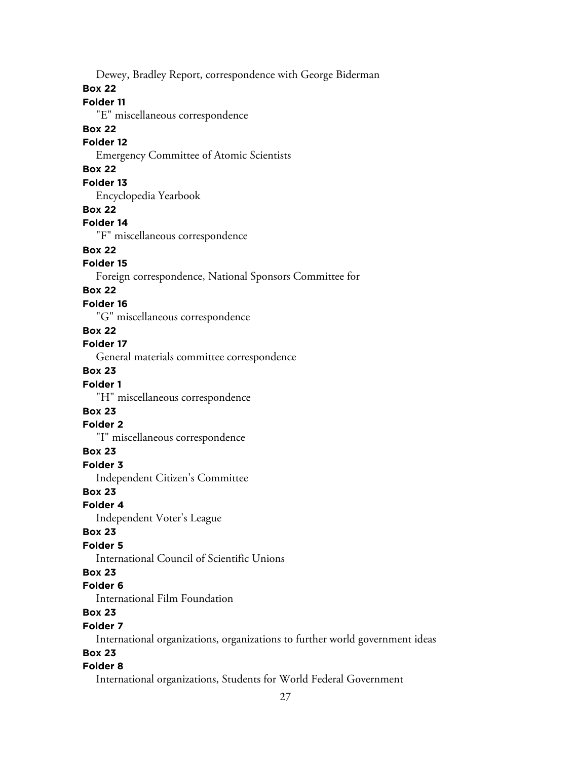Dewey, Bradley Report, correspondence with George Biderman

**Box 22**

**Folder 11**

"E" miscellaneous correspondence

**Box 22**

**Folder 12**

Emergency Committee of Atomic Scientists

**Box 22**

**Folder 13**

Encyclopedia Yearbook

**Box 22**

**Folder 14**

"F" miscellaneous correspondence

**Box 22**

**Folder 15**

Foreign correspondence, National Sponsors Committee for

**Box 22**

**Folder 16**

"G" miscellaneous correspondence

**Box 22**

**Folder 17**

General materials committee correspondence

**Box 23**

**Folder 1**

"H" miscellaneous correspondence

**Box 23**

**Folder 2**

"I" miscellaneous correspondence

**Box 23**

**Folder 3**

Independent Citizen's Committee

**Box 23**

**Folder 4**

Independent Voter's League

**Box 23**

**Folder 5**

International Council of Scientific Unions

**Box 23**

**Folder 6**

International Film Foundation

**Box 23**

**Folder 7**

International organizations, organizations to further world government ideas

**Box 23**

**Folder 8**

International organizations, Students for World Federal Government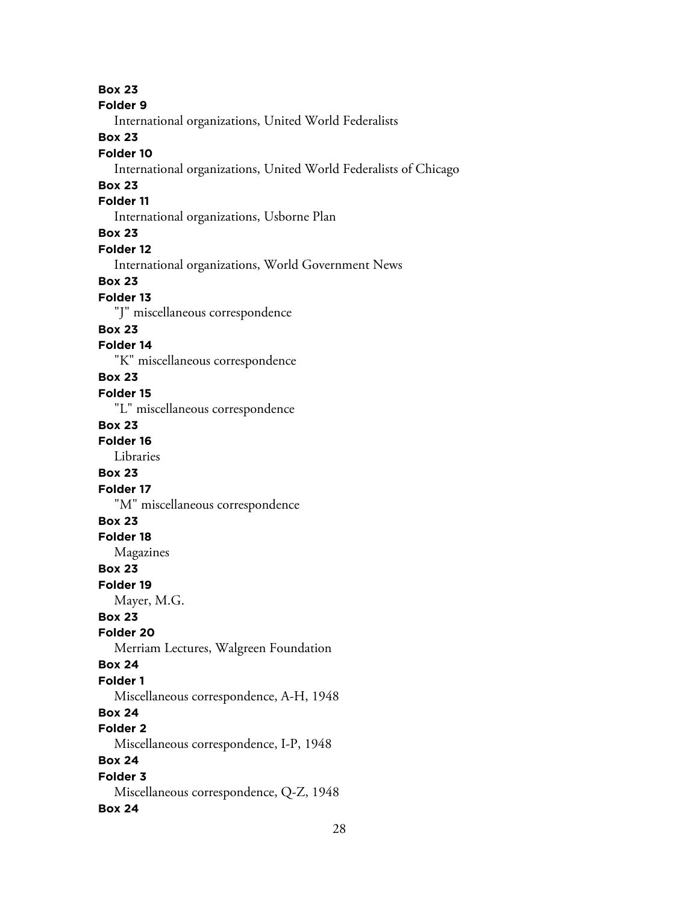**Box 23**
**Folder 9**
International organizations, United World Federalists
**Box 23**
**Folder 10**
International organizations, United World Federalists of Chicago
**Box 23**
**Folder 11**
International organizations, Usborne Plan
**Box 23**
**Folder 12**
International organizations, World Government News
**Box 23**
**Folder 13**
"J" miscellaneous correspondence
**Box 23**
**Folder 14**
"K" miscellaneous correspondence
**Box 23**
**Folder 15**
"L" miscellaneous correspondence
**Box 23**
**Folder 16**
Libraries
**Box 23**
**Folder 17**
"M" miscellaneous correspondence
**Box 23**
**Folder 18**
Magazines
**Box 23**
**Folder 19**
Mayer, M.G.
**Box 23**
**Folder 20**
Merriam Lectures, Walgreen Foundation
**Box 24**
**Folder 1**
Miscellaneous correspondence, A-H, 1948
**Box 24**
**Folder 2**
Miscellaneous correspondence, I-P, 1948
**Box 24**
**Folder 3**
Miscellaneous correspondence, Q-Z, 1948
**Box 24**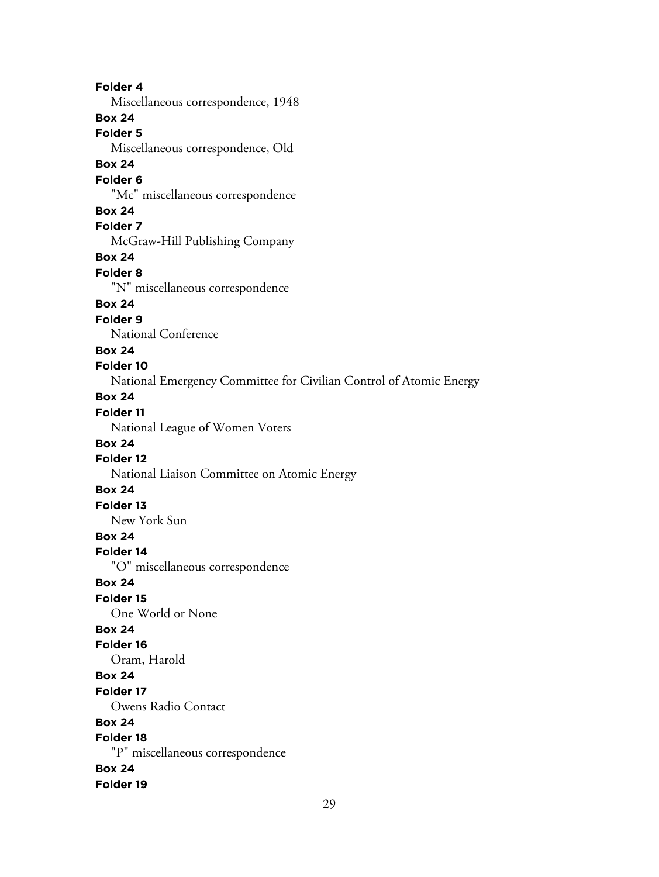**Folder 4**

Miscellaneous correspondence, 1948

**Box 24**

**Folder 5**

Miscellaneous correspondence, Old

**Box 24**

**Folder 6**

"Mc" miscellaneous correspondence

**Box 24**

**Folder 7**

McGraw-Hill Publishing Company

**Box 24**

**Folder 8**

"N" miscellaneous correspondence

**Box 24**

**Folder 9**

National Conference

**Box 24**

**Folder 10**

National Emergency Committee for Civilian Control of Atomic Energy

**Box 24**

**Folder 11**

National League of Women Voters

**Box 24**

**Folder 12**

National Liaison Committee on Atomic Energy

**Box 24**

**Folder 13**

New York Sun

**Box 24**

**Folder 14**

"O" miscellaneous correspondence

**Box 24**

**Folder 15**

One World or None

**Box 24**

**Folder 16**

Oram, Harold

**Box 24**

**Folder 17**

Owens Radio Contact

**Box 24**

**Folder 18**

"P" miscellaneous correspondence

**Box 24**

**Folder 19**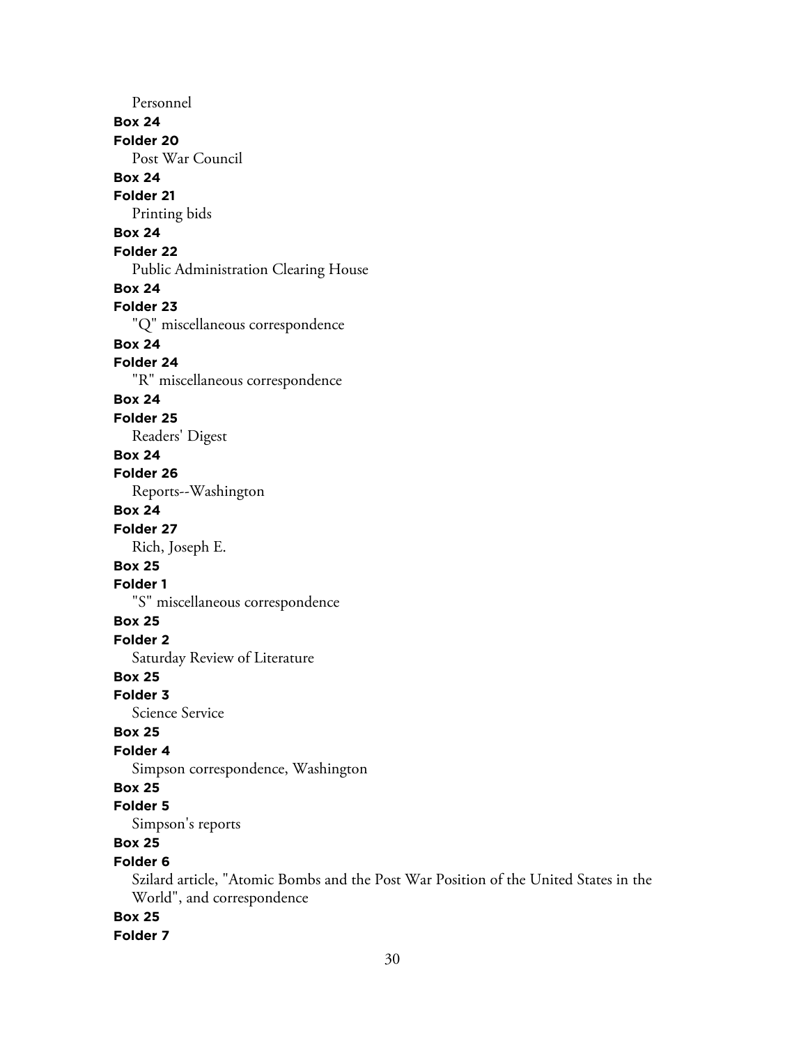Personnel

**Box 24**

**Folder 20**

Post War Council

**Box 24**

**Folder 21**

Printing bids

**Box 24**

**Folder 22**

Public Administration Clearing House

**Box 24**

**Folder 23**

"Q" miscellaneous correspondence

**Box 24**

**Folder 24**

"R" miscellaneous correspondence

**Box 24**

**Folder 25**

Readers' Digest

**Box 24**

**Folder 26**

Reports--Washington

**Box 24**

**Folder 27**

Rich, Joseph E.

**Box 25**

**Folder 1**

"S" miscellaneous correspondence

**Box 25**

**Folder 2**

Saturday Review of Literature

**Box 25**

**Folder 3**

Science Service

**Box 25**

**Folder 4**

Simpson correspondence, Washington

**Box 25**

**Folder 5**

Simpson's reports

**Box 25**

**Folder 6**

Szilard article, "Atomic Bombs and the Post War Position of the United States in the World", and correspondence

**Box 25**

**Folder 7**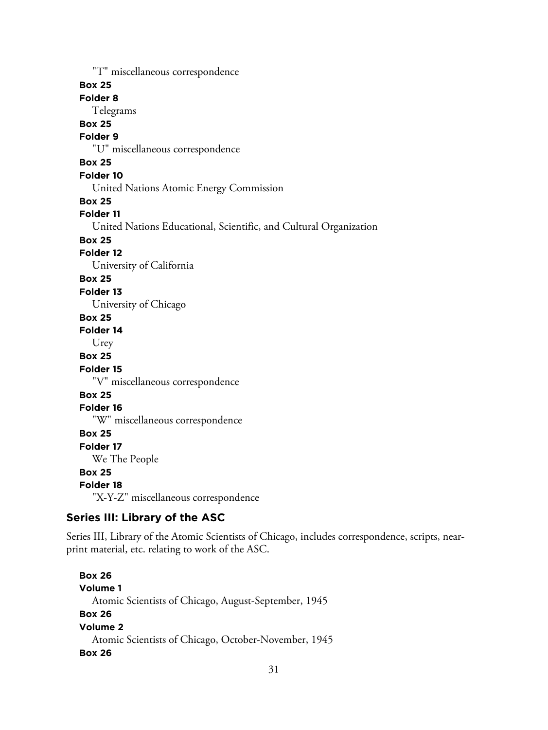"T" miscellaneous correspondence

**Box 25**

**Folder 8**

Telegrams

**Box 25**

**Folder 9**

"U" miscellaneous correspondence

**Box 25**

**Folder 10**

United Nations Atomic Energy Commission

**Box 25**

**Folder 11**

United Nations Educational, Scientific, and Cultural Organization

**Box 25**

**Folder 12**

University of California

**Box 25**

**Folder 13**

University of Chicago

**Box 25**

**Folder 14**

Urey

**Box 25**

**Folder 15**

"V" miscellaneous correspondence

**Box 25**

**Folder 16**

"W" miscellaneous correspondence

**Box 25**

**Folder 17**

We The People

**Box 25**

**Folder 18**

"X-Y-Z" miscellaneous correspondence

## Series III: Library of the ASC

Series III, Library of the Atomic Scientists of Chicago, includes correspondence, scripts, near-print material, etc. relating to work of the ASC.

**Box 26**

**Volume 1**

Atomic Scientists of Chicago, August-September, 1945

**Box 26**

**Volume 2**

Atomic Scientists of Chicago, October-November, 1945

**Box 26**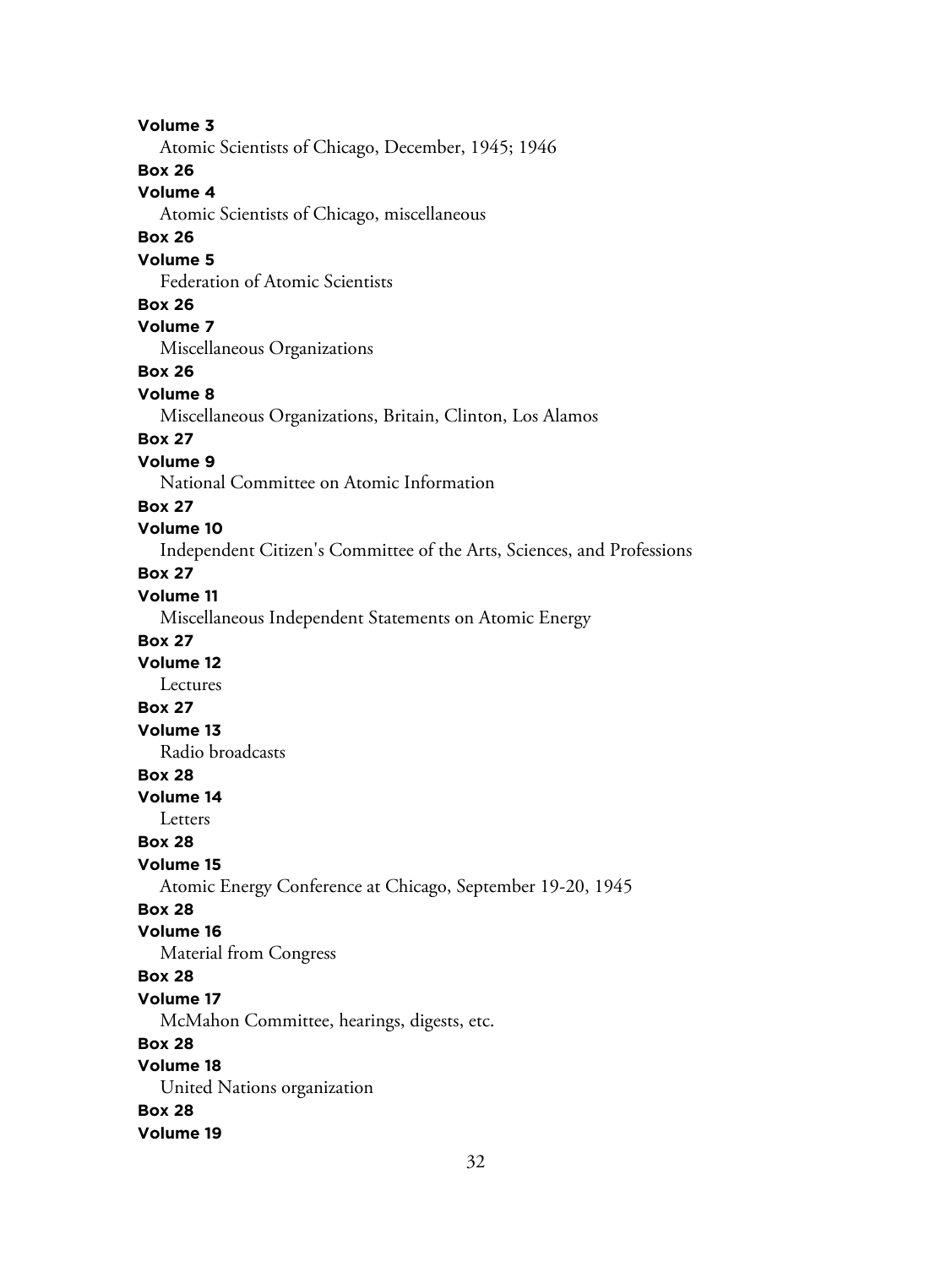**Volume 3**

Atomic Scientists of Chicago, December, 1945; 1946

**Box 26**

**Volume 4**

Atomic Scientists of Chicago, miscellaneous

**Box 26**

**Volume 5**

Federation of Atomic Scientists

**Box 26**

**Volume 7**

Miscellaneous Organizations

**Box 26**

**Volume 8**

Miscellaneous Organizations, Britain, Clinton, Los Alamos

**Box 27**

**Volume 9**

National Committee on Atomic Information

**Box 27**

**Volume 10**

Independent Citizen's Committee of the Arts, Sciences, and Professions

**Box 27**

**Volume 11**

Miscellaneous Independent Statements on Atomic Energy

**Box 27**

**Volume 12**

Lectures

**Box 27**

**Volume 13**

Radio broadcasts

**Box 28**

**Volume 14**

Letters

**Box 28**

**Volume 15**

Atomic Energy Conference at Chicago, September 19-20, 1945

**Box 28**

**Volume 16**

Material from Congress

**Box 28**

**Volume 17**

McMahon Committee, hearings, digests, etc.

**Box 28**

**Volume 18**

United Nations organization

**Box 28**

**Volume 19**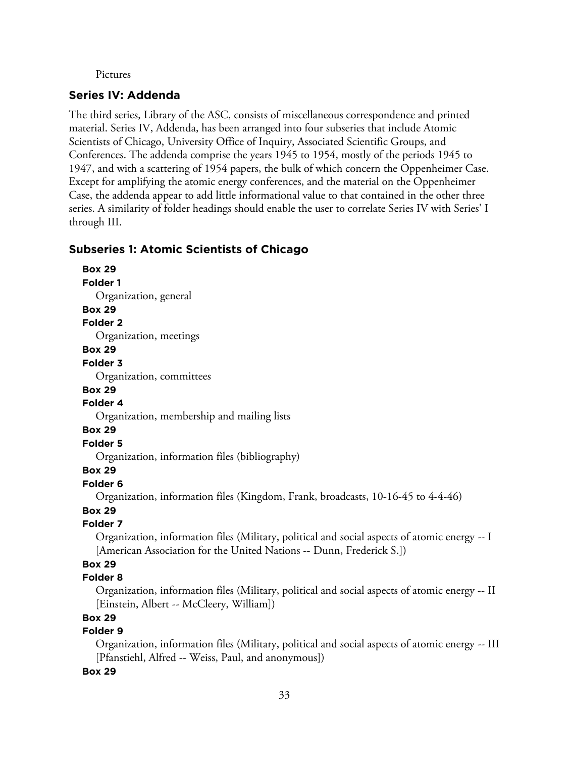Pictures

### Series IV: Addenda

The third series, Library of the ASC, consists of miscellaneous correspondence and printed material. Series IV, Addenda, has been arranged into four subseries that include Atomic Scientists of Chicago, University Office of Inquiry, Associated Scientific Groups, and Conferences. The addenda comprise the years 1945 to 1954, mostly of the periods 1945 to 1947, and with a scattering of 1954 papers, the bulk of which concern the Oppenheimer Case. Except for amplifying the atomic energy conferences, and the material on the Oppenheimer Case, the addenda appear to add little informational value to that contained in the other three series. A similarity of folder headings should enable the user to correlate Series IV with Series' I through III.

### Subseries 1: Atomic Scientists of Chicago

**Box 29**
**Folder 1**
Organization, general

**Box 29**
**Folder 2**
Organization, meetings

**Box 29**
**Folder 3**
Organization, committees

**Box 29**
**Folder 4**
Organization, membership and mailing lists

**Box 29**
**Folder 5**
Organization, information files (bibliography)

**Box 29**
**Folder 6**
Organization, information files (Kingdom, Frank, broadcasts, 10-16-45 to 4-4-46)

**Box 29**
**Folder 7**
Organization, information files (Military, political and social aspects of atomic energy -- I [American Association for the United Nations -- Dunn, Frederick S.])

**Box 29**
**Folder 8**
Organization, information files (Military, political and social aspects of atomic energy -- II [Einstein, Albert -- McCleery, William])

**Box 29**
**Folder 9**
Organization, information files (Military, political and social aspects of atomic energy -- III [Pfanstiehl, Alfred -- Weiss, Paul, and anonymous])

**Box 29**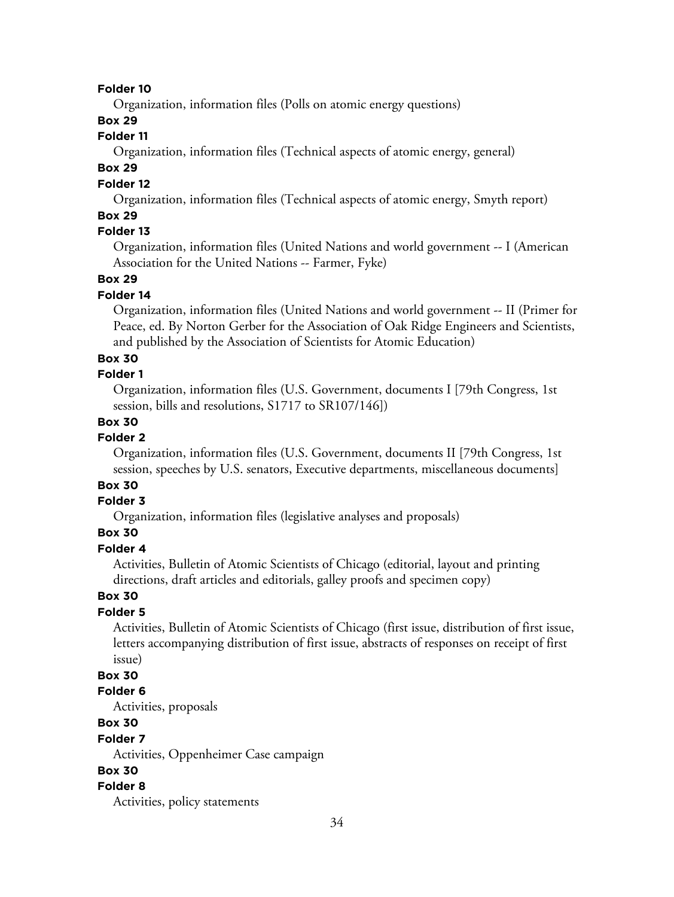**Folder 10**

Organization, information files (Polls on atomic energy questions)

**Box 29**

**Folder 11**

Organization, information files (Technical aspects of atomic energy, general)

**Box 29**

**Folder 12**

Organization, information files (Technical aspects of atomic energy, Smyth report)

**Box 29**

**Folder 13**

Organization, information files (United Nations and world government -- I (American Association for the United Nations -- Farmer, Fyke)

**Box 29**

**Folder 14**

Organization, information files (United Nations and world government -- II (Primer for Peace, ed. By Norton Gerber for the Association of Oak Ridge Engineers and Scientists, and published by the Association of Scientists for Atomic Education)

**Box 30**

**Folder 1**

Organization, information files (U.S. Government, documents I [79th Congress, 1st session, bills and resolutions, S1717 to SR107/146])

**Box 30**

**Folder 2**

Organization, information files (U.S. Government, documents II [79th Congress, 1st session, speeches by U.S. senators, Executive departments, miscellaneous documents]

**Box 30**

**Folder 3**

Organization, information files (legislative analyses and proposals)

**Box 30**

**Folder 4**

Activities, Bulletin of Atomic Scientists of Chicago (editorial, layout and printing directions, draft articles and editorials, galley proofs and specimen copy)

**Box 30**

**Folder 5**

Activities, Bulletin of Atomic Scientists of Chicago (first issue, distribution of first issue, letters accompanying distribution of first issue, abstracts of responses on receipt of first issue)

**Box 30**

**Folder 6**

Activities, proposals

**Box 30**

**Folder 7**

Activities, Oppenheimer Case campaign

**Box 30**

**Folder 8**

Activities, policy statements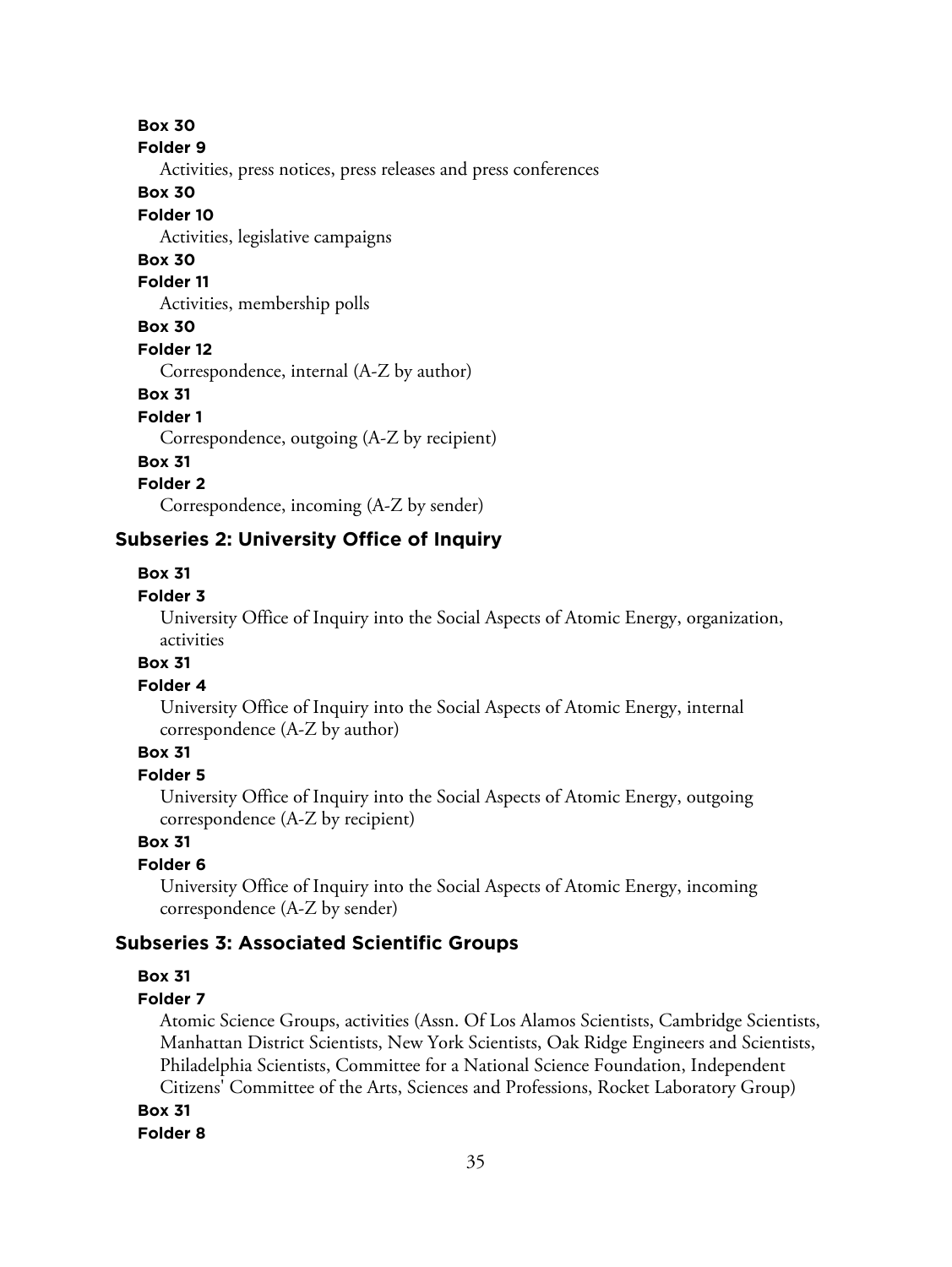**Box 30**

**Folder 9**

Activities, press notices, press releases and press conferences

**Box 30**

**Folder 10**

Activities, legislative campaigns

**Box 30**

**Folder 11**

Activities, membership polls

**Box 30**

**Folder 12**

Correspondence, internal (A-Z by author)

**Box 31**

**Folder 1**

Correspondence, outgoing (A-Z by recipient)

**Box 31**

**Folder 2**

Correspondence, incoming (A-Z by sender)

### Subseries 2: University Office of Inquiry

**Box 31**

**Folder 3**

University Office of Inquiry into the Social Aspects of Atomic Energy, organization, activities

**Box 31**

**Folder 4**

University Office of Inquiry into the Social Aspects of Atomic Energy, internal correspondence (A-Z by author)

**Box 31**

**Folder 5**

University Office of Inquiry into the Social Aspects of Atomic Energy, outgoing correspondence (A-Z by recipient)

**Box 31**

**Folder 6**

University Office of Inquiry into the Social Aspects of Atomic Energy, incoming correspondence (A-Z by sender)

### Subseries 3: Associated Scientific Groups

**Box 31**

**Folder 7**

Atomic Science Groups, activities (Assn. Of Los Alamos Scientists, Cambridge Scientists, Manhattan District Scientists, New York Scientists, Oak Ridge Engineers and Scientists, Philadelphia Scientists, Committee for a National Science Foundation, Independent Citizens' Committee of the Arts, Sciences and Professions, Rocket Laboratory Group)

**Box 31**

**Folder 8**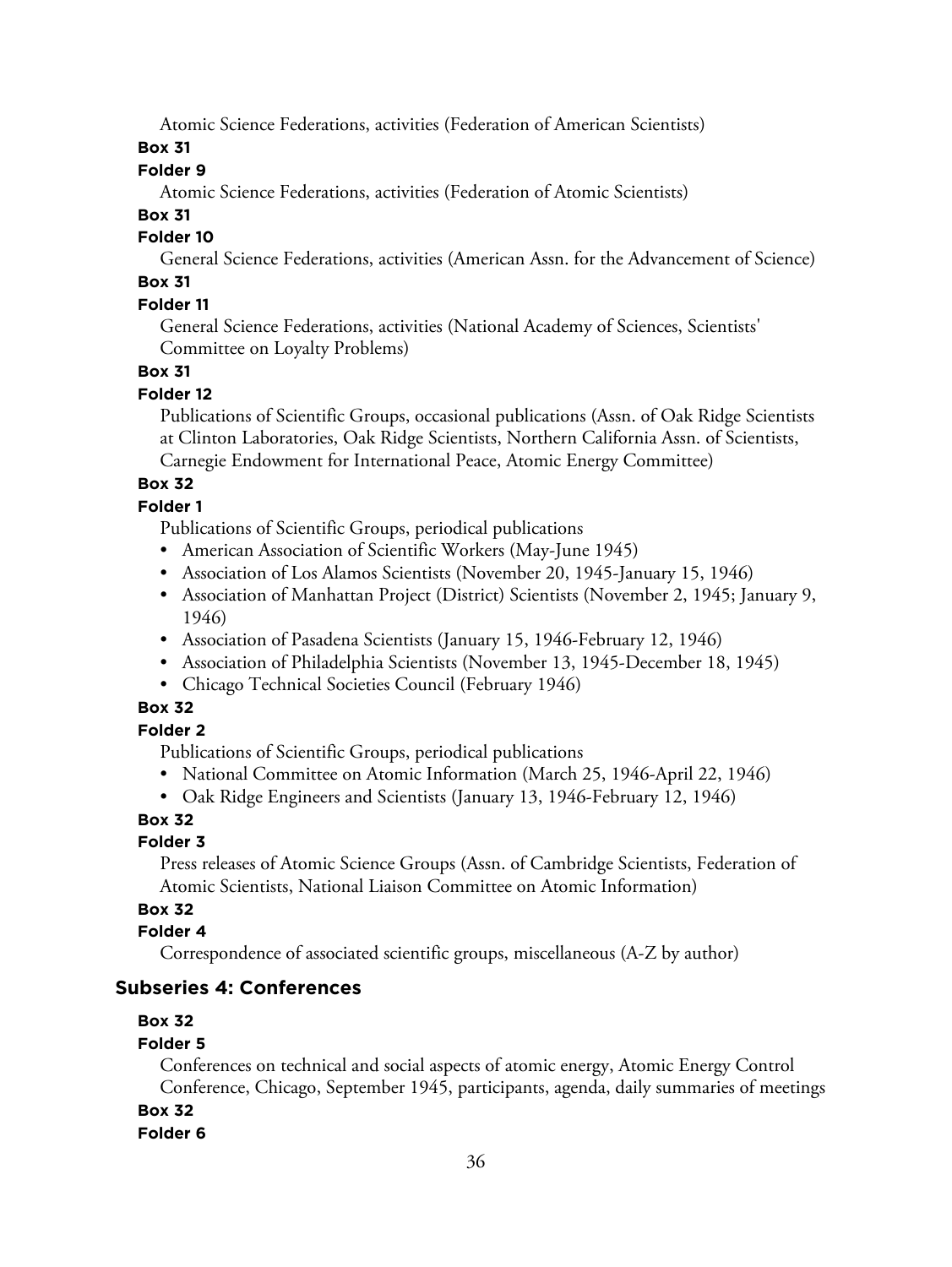Atomic Science Federations, activities (Federation of American Scientists)

**Box 31**

**Folder 9**

Atomic Science Federations, activities (Federation of Atomic Scientists)

**Box 31**

**Folder 10**

General Science Federations, activities (American Assn. for the Advancement of Science)

**Box 31**

**Folder 11**

General Science Federations, activities (National Academy of Sciences, Scientists' Committee on Loyalty Problems)

**Box 31**

**Folder 12**

Publications of Scientific Groups, occasional publications (Assn. of Oak Ridge Scientists at Clinton Laboratories, Oak Ridge Scientists, Northern California Assn. of Scientists, Carnegie Endowment for International Peace, Atomic Energy Committee)

**Box 32**

**Folder 1**

Publications of Scientific Groups, periodical publications

- American Association of Scientific Workers (May-June 1945)
- Association of Los Alamos Scientists (November 20, 1945-January 15, 1946)
- Association of Manhattan Project (District) Scientists (November 2, 1945; January 9, 1946)
- Association of Pasadena Scientists (January 15, 1946-February 12, 1946)
- Association of Philadelphia Scientists (November 13, 1945-December 18, 1945)
- Chicago Technical Societies Council (February 1946)

**Box 32**

**Folder 2**

Publications of Scientific Groups, periodical publications

- National Committee on Atomic Information (March 25, 1946-April 22, 1946)
- Oak Ridge Engineers and Scientists (January 13, 1946-February 12, 1946)

**Box 32**

**Folder 3**

Press releases of Atomic Science Groups (Assn. of Cambridge Scientists, Federation of Atomic Scientists, National Liaison Committee on Atomic Information)

**Box 32**

**Folder 4**

Correspondence of associated scientific groups, miscellaneous (A-Z by author)

## Subseries 4: Conferences

**Box 32**

**Folder 5**

Conferences on technical and social aspects of atomic energy, Atomic Energy Control Conference, Chicago, September 1945, participants, agenda, daily summaries of meetings

**Box 32**

**Folder 6**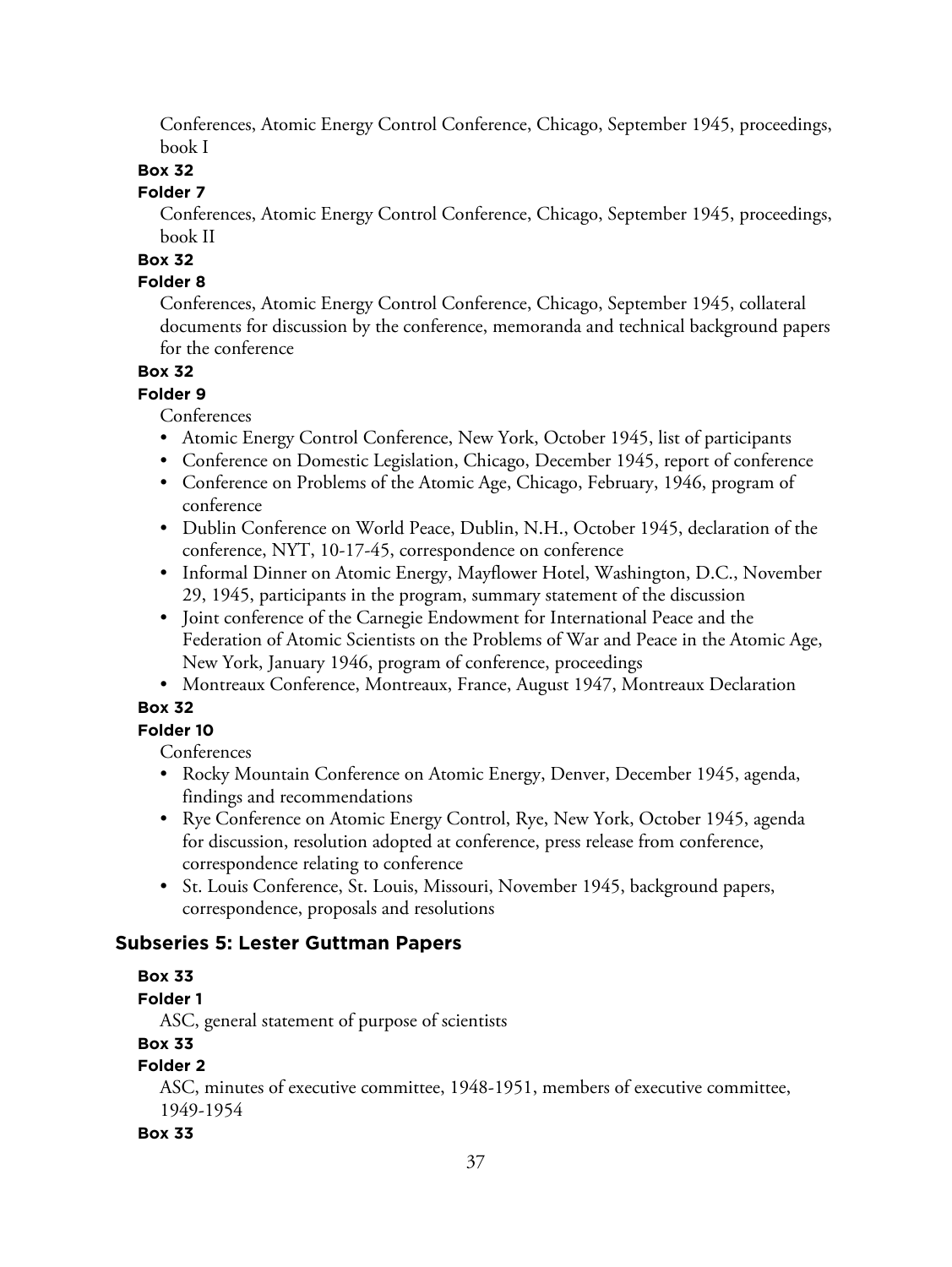Conferences, Atomic Energy Control Conference, Chicago, September 1945, proceedings, book I

**Box 32**

**Folder 7**

Conferences, Atomic Energy Control Conference, Chicago, September 1945, proceedings, book II

**Box 32**

**Folder 8**

Conferences, Atomic Energy Control Conference, Chicago, September 1945, collateral documents for discussion by the conference, memoranda and technical background papers for the conference

**Box 32**

**Folder 9**

Conferences

- Atomic Energy Control Conference, New York, October 1945, list of participants
- Conference on Domestic Legislation, Chicago, December 1945, report of conference
- Conference on Problems of the Atomic Age, Chicago, February, 1946, program of conference
- Dublin Conference on World Peace, Dublin, N.H., October 1945, declaration of the conference, NYT, 10-17-45, correspondence on conference
- Informal Dinner on Atomic Energy, Mayflower Hotel, Washington, D.C., November 29, 1945, participants in the program, summary statement of the discussion
- Joint conference of the Carnegie Endowment for International Peace and the Federation of Atomic Scientists on the Problems of War and Peace in the Atomic Age, New York, January 1946, program of conference, proceedings
- Montreaux Conference, Montreaux, France, August 1947, Montreaux Declaration

**Box 32**

**Folder 10**

Conferences

- Rocky Mountain Conference on Atomic Energy, Denver, December 1945, agenda, findings and recommendations
- Rye Conference on Atomic Energy Control, Rye, New York, October 1945, agenda for discussion, resolution adopted at conference, press release from conference, correspondence relating to conference
- St. Louis Conference, St. Louis, Missouri, November 1945, background papers, correspondence, proposals and resolutions

## Subseries 5: Lester Guttman Papers

**Box 33**

**Folder 1**

ASC, general statement of purpose of scientists

**Box 33**

**Folder 2**

ASC, minutes of executive committee, 1948-1951, members of executive committee, 1949-1954

**Box 33**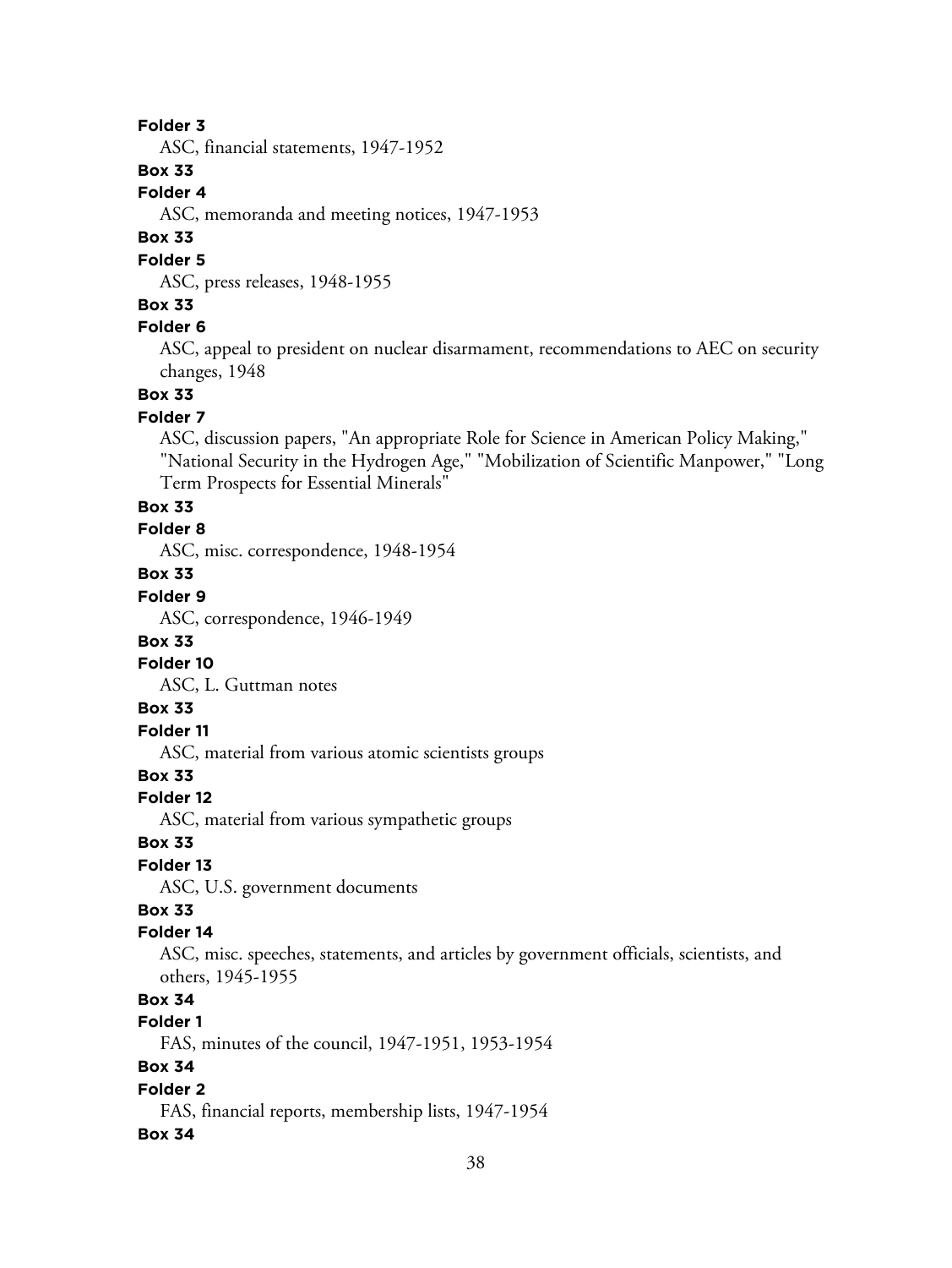**Folder 3**

ASC, financial statements, 1947-1952

**Box 33**

**Folder 4**

ASC, memoranda and meeting notices, 1947-1953

**Box 33**

**Folder 5**

ASC, press releases, 1948-1955

**Box 33**

**Folder 6**

ASC, appeal to president on nuclear disarmament, recommendations to AEC on security changes, 1948

**Box 33**

**Folder 7**

ASC, discussion papers, "An appropriate Role for Science in American Policy Making," "National Security in the Hydrogen Age," "Mobilization of Scientific Manpower," "Long Term Prospects for Essential Minerals"

**Box 33**

**Folder 8**

ASC, misc. correspondence, 1948-1954

**Box 33**

**Folder 9**

ASC, correspondence, 1946-1949

**Box 33**

**Folder 10**

ASC, L. Guttman notes

**Box 33**

**Folder 11**

ASC, material from various atomic scientists groups

**Box 33**

**Folder 12**

ASC, material from various sympathetic groups

**Box 33**

**Folder 13**

ASC, U.S. government documents

**Box 33**

**Folder 14**

ASC, misc. speeches, statements, and articles by government officials, scientists, and others, 1945-1955

**Box 34**

**Folder 1**

FAS, minutes of the council, 1947-1951, 1953-1954

**Box 34**

**Folder 2**

FAS, financial reports, membership lists, 1947-1954

**Box 34**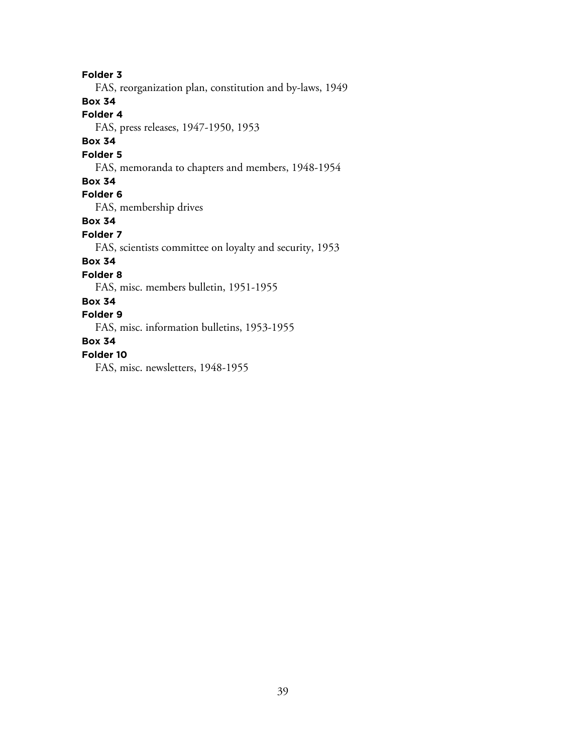**Folder 3**

FAS, reorganization plan, constitution and by-laws, 1949

**Box 34**

**Folder 4**

FAS, press releases, 1947-1950, 1953

**Box 34**

**Folder 5**

FAS, memoranda to chapters and members, 1948-1954

**Box 34**

**Folder 6**

FAS, membership drives

**Box 34**

**Folder 7**

FAS, scientists committee on loyalty and security, 1953

**Box 34**

**Folder 8**

FAS, misc. members bulletin, 1951-1955

**Box 34**

**Folder 9**

FAS, misc. information bulletins, 1953-1955

**Box 34**

**Folder 10**

FAS, misc. newsletters, 1948-1955